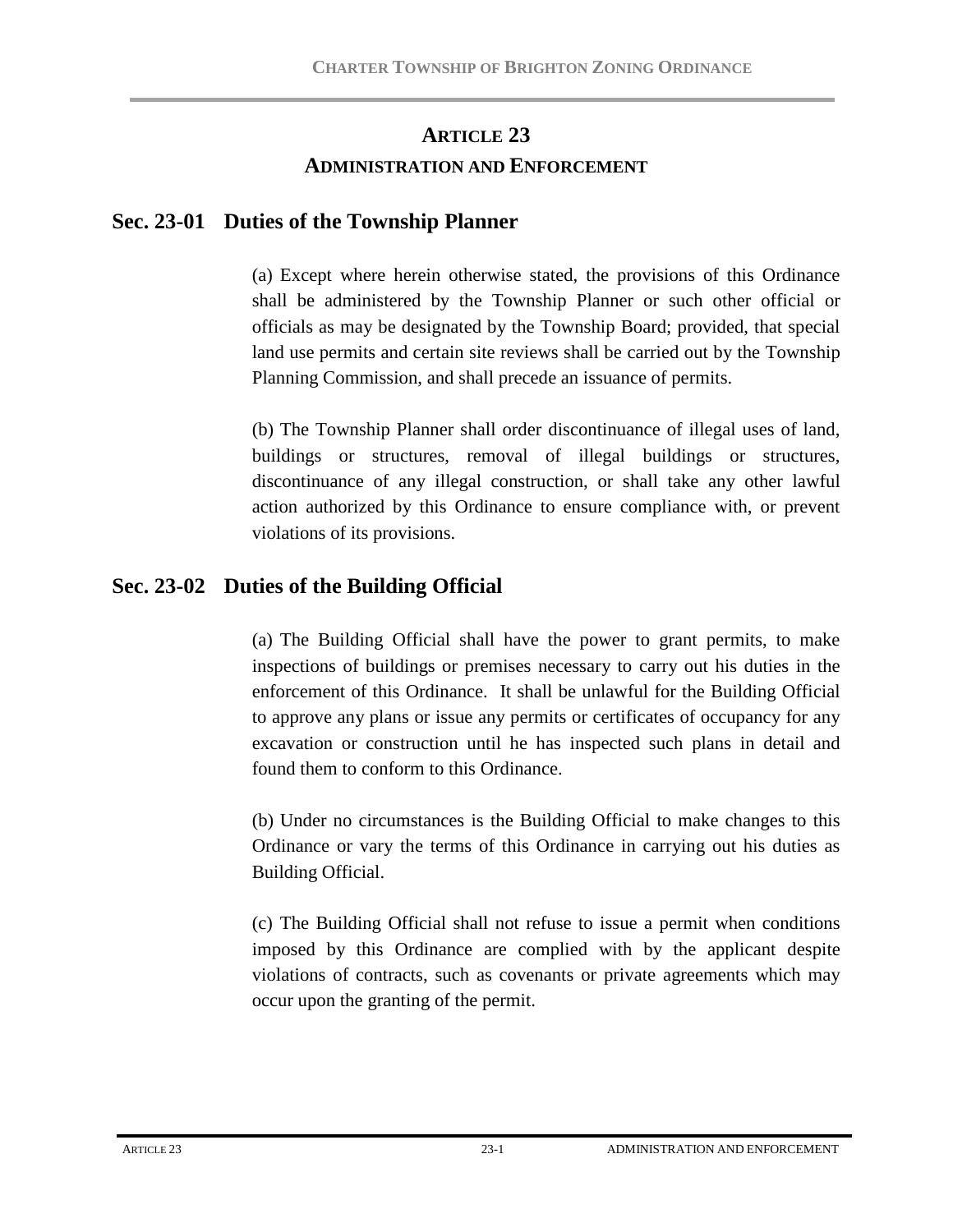# ARTICLE 23

## ADMINISTRATION AND ENFORCEMENT

## Sec. 23-01 Duties of the Township Planner

(a) Except where herein otherwise stated, the provisions of this Ordinance shall be administered by the Township Planner or such other official or officials as may be designated by the Township Board; provided, that special land use permits and certain site reviews shall be carried out by the Township Planning Commission, and shall precede an issuance of permits.

(b) The Township Planner shall order discontinuance of illegal uses of land, buildings or structures, removal of illegal buildings or structures, discontinuance of any illegal construction, or shall take any other lawful action authorized by this Ordinance to ensure compliance with, or prevent violations of its provisions.

## Sec. 23-02 Duties of the Building Official

(a) The Building Official shall have the power to grant permits, to make inspections of buildings or premises necessary to carry out his duties in the enforcement of this Ordinance. It shall be unlawful for the Building Official to approve any plans or issue any permits or certificates of occupancy for any excavation or construction until he has inspected such plans in detail and found them to conform to this Ordinance.

(b) Under no circumstances is the Building Official to make changes to this Ordinance or vary the terms of this Ordinance in carrying out his duties as Building Official.

(c) The Building Official shall not refuse to issue a permit when conditions imposed by this Ordinance are complied with by the applicant despite violations of contracts, such as covenants or private agreements which may occur upon the granting of the permit.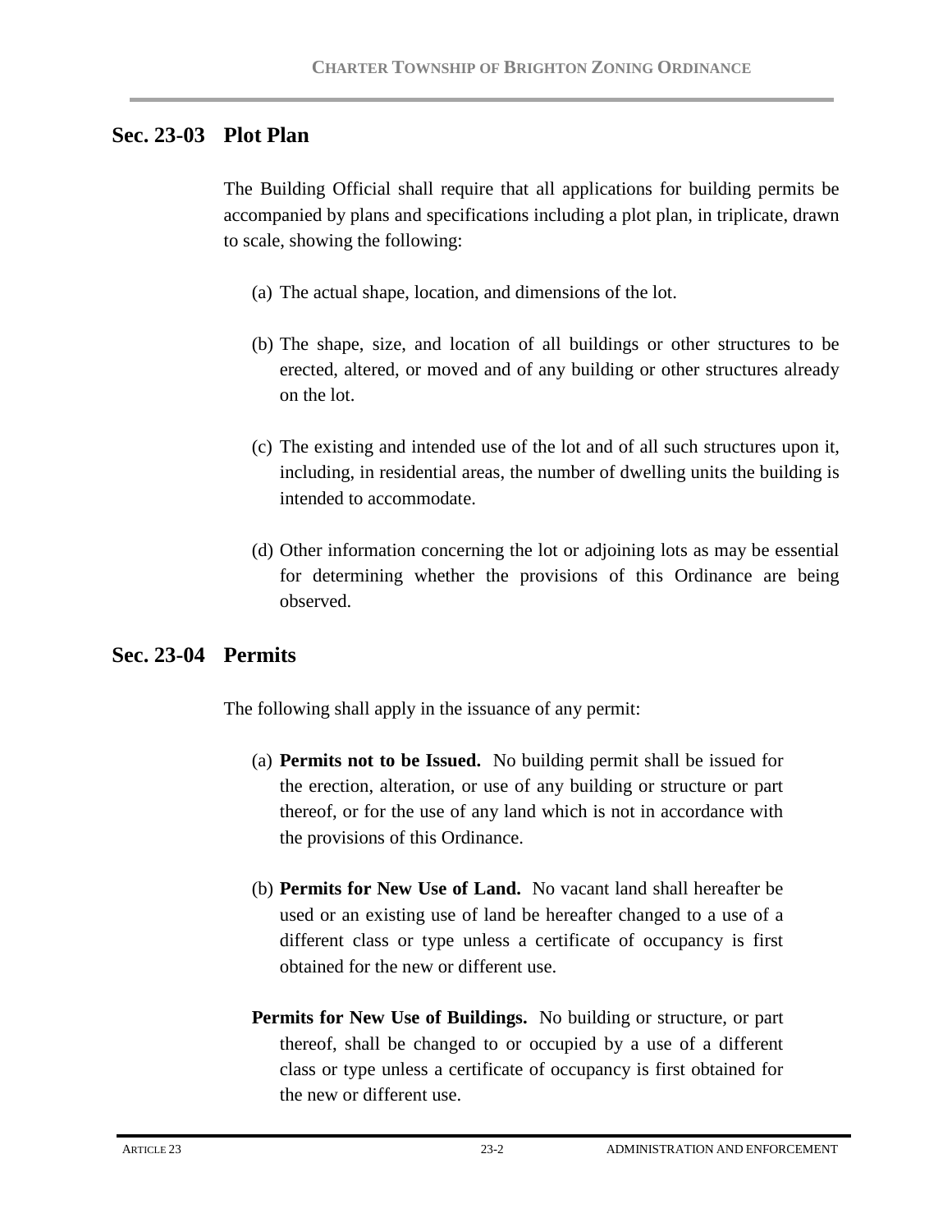## Sec. 23-03 Plot Plan

The Building Official shall require that all applications for building permits be accompanied by plans and specifications including a plot plan, in triplicate, drawn to scale, showing the following:

(a) The actual shape, location, and dimensions of the lot.

(b) The shape, size, and location of all buildings or other structures to be erected, altered, or moved and of any building or other structures already on the lot.

(c) The existing and intended use of the lot and of all such structures upon it, including, in residential areas, the number of dwelling units the building is intended to accommodate.

(d) Other information concerning the lot or adjoining lots as may be essential for determining whether the provisions of this Ordinance are being observed.

## Sec. 23-04 Permits

The following shall apply in the issuance of any permit:

(a) **Permits not to be Issued.** No building permit shall be issued for the erection, alteration, or use of any building or structure or part thereof, or for the use of any land which is not in accordance with the provisions of this Ordinance.

(b) **Permits for New Use of Land.** No vacant land shall hereafter be used or an existing use of land be hereafter changed to a use of a different class or type unless a certificate of occupancy is first obtained for the new or different use.

**Permits for New Use of Buildings.** No building or structure, or part thereof, shall be changed to or occupied by a use of a different class or type unless a certificate of occupancy is first obtained for the new or different use.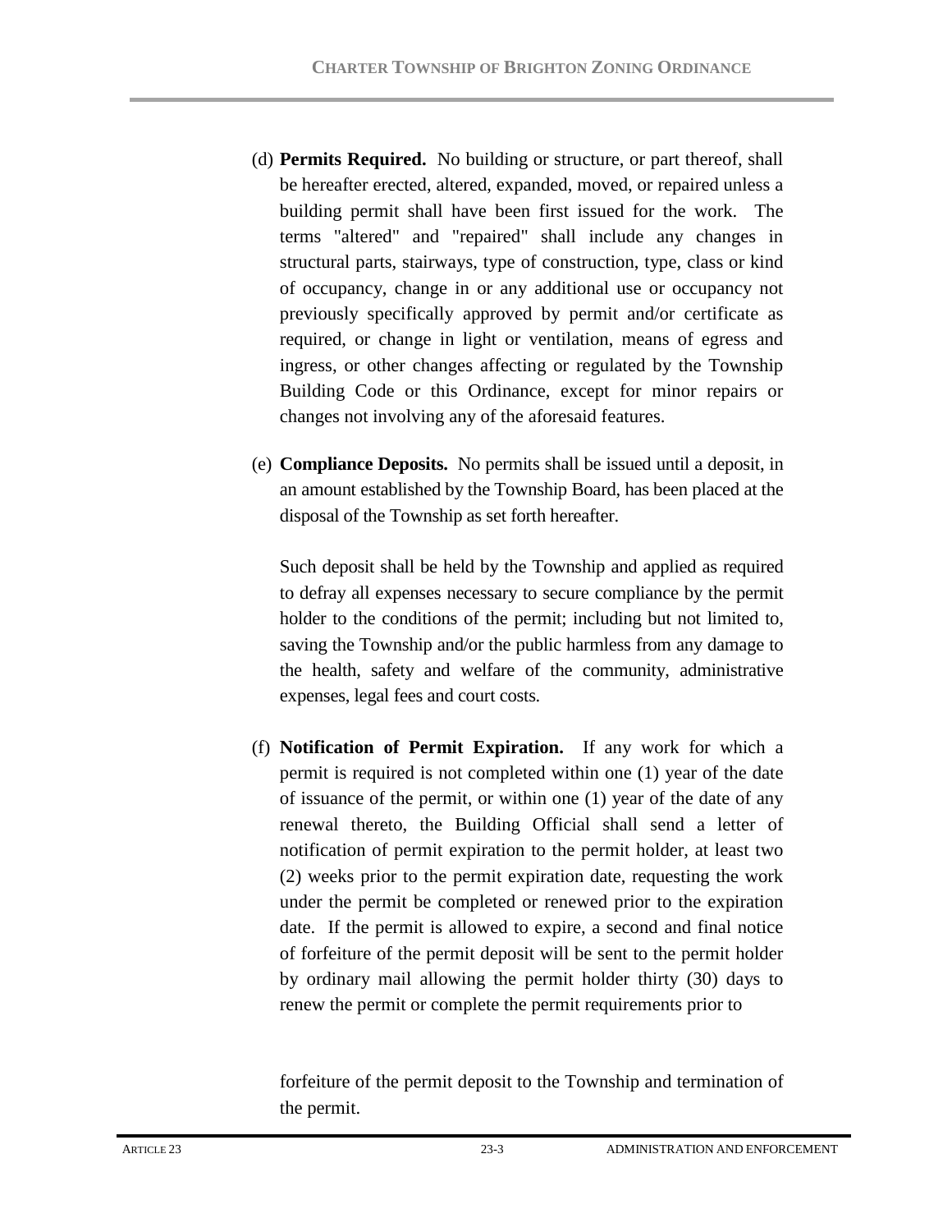(d) **Permits Required.** No building or structure, or part thereof, shall be hereafter erected, altered, expanded, moved, or repaired unless a building permit shall have been first issued for the work. The terms "altered" and "repaired" shall include any changes in structural parts, stairways, type of construction, type, class or kind of occupancy, change in or any additional use or occupancy not previously specifically approved by permit and/or certificate as required, or change in light or ventilation, means of egress and ingress, or other changes affecting or regulated by the Township Building Code or this Ordinance, except for minor repairs or changes not involving any of the aforesaid features.

(e) **Compliance Deposits.** No permits shall be issued until a deposit, in an amount established by the Township Board, has been placed at the disposal of the Township as set forth hereafter.

Such deposit shall be held by the Township and applied as required to defray all expenses necessary to secure compliance by the permit holder to the conditions of the permit; including but not limited to, saving the Township and/or the public harmless from any damage to the health, safety and welfare of the community, administrative expenses, legal fees and court costs.

(f) **Notification of Permit Expiration.** If any work for which a permit is required is not completed within one (1) year of the date of issuance of the permit, or within one (1) year of the date of any renewal thereto, the Building Official shall send a letter of notification of permit expiration to the permit holder, at least two (2) weeks prior to the permit expiration date, requesting the work under the permit be completed or renewed prior to the expiration date. If the permit is allowed to expire, a second and final notice of forfeiture of the permit deposit will be sent to the permit holder by ordinary mail allowing the permit holder thirty (30) days to renew the permit or complete the permit requirements prior to forfeiture of the permit deposit to the Township and termination of the permit.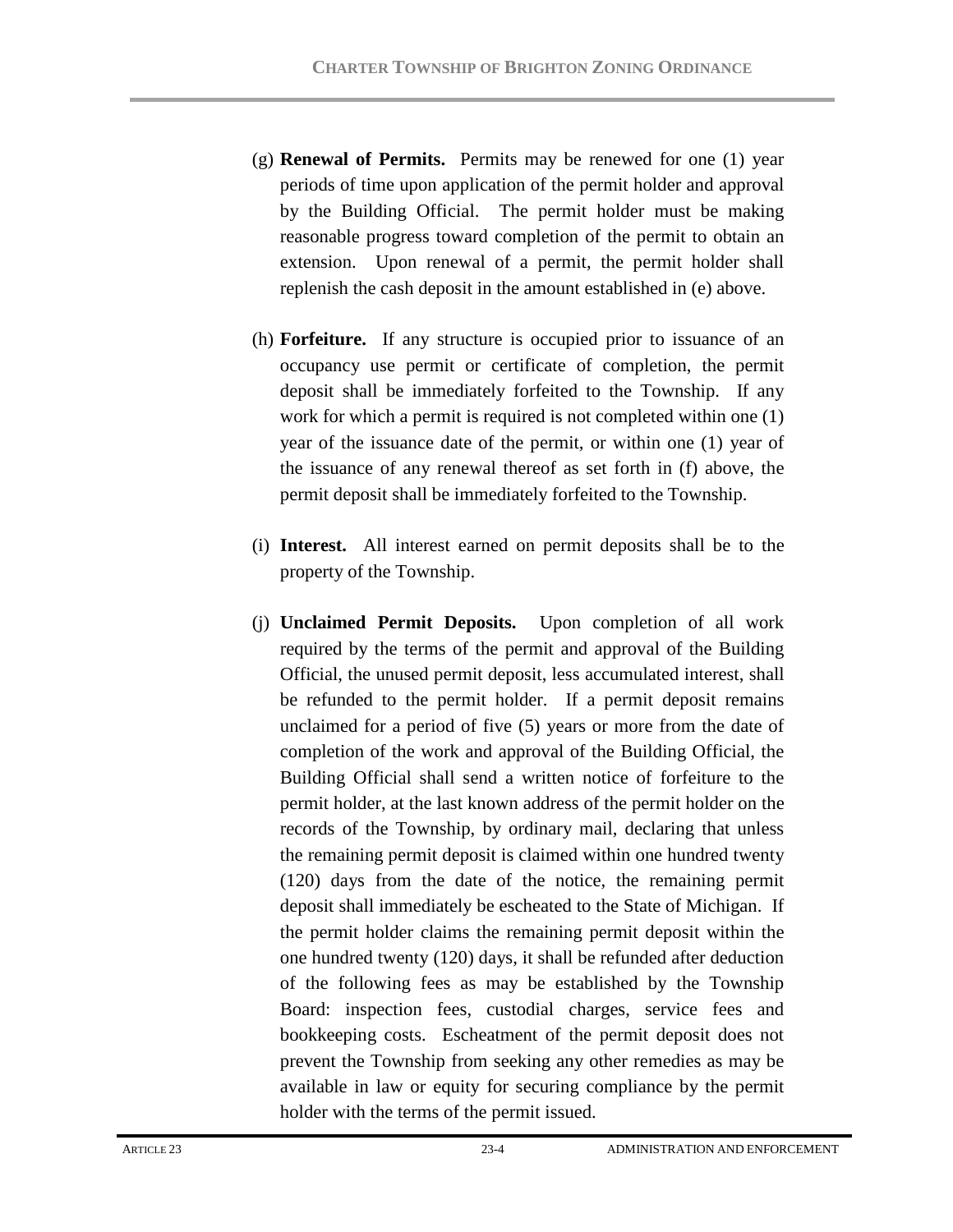(g) **Renewal of Permits.** Permits may be renewed for one (1) year periods of time upon application of the permit holder and approval by the Building Official. The permit holder must be making reasonable progress toward completion of the permit to obtain an extension. Upon renewal of a permit, the permit holder shall replenish the cash deposit in the amount established in (e) above.

(h) **Forfeiture.** If any structure is occupied prior to issuance of an occupancy use permit or certificate of completion, the permit deposit shall be immediately forfeited to the Township. If any work for which a permit is required is not completed within one (1) year of the issuance date of the permit, or within one (1) year of the issuance of any renewal thereof as set forth in (f) above, the permit deposit shall be immediately forfeited to the Township.

(i) **Interest.** All interest earned on permit deposits shall be to the property of the Township.

(j) **Unclaimed Permit Deposits.** Upon completion of all work required by the terms of the permit and approval of the Building Official, the unused permit deposit, less accumulated interest, shall be refunded to the permit holder. If a permit deposit remains unclaimed for a period of five (5) years or more from the date of completion of the work and approval of the Building Official, the Building Official shall send a written notice of forfeiture to the permit holder, at the last known address of the permit holder on the records of the Township, by ordinary mail, declaring that unless the remaining permit deposit is claimed within one hundred twenty (120) days from the date of the notice, the remaining permit deposit shall immediately be escheated to the State of Michigan. If the permit holder claims the remaining permit deposit within the one hundred twenty (120) days, it shall be refunded after deduction of the following fees as may be established by the Township Board: inspection fees, custodial charges, service fees and bookkeeping costs. Escheatment of the permit deposit does not prevent the Township from seeking any other remedies as may be available in law or equity for securing compliance by the permit holder with the terms of the permit issued.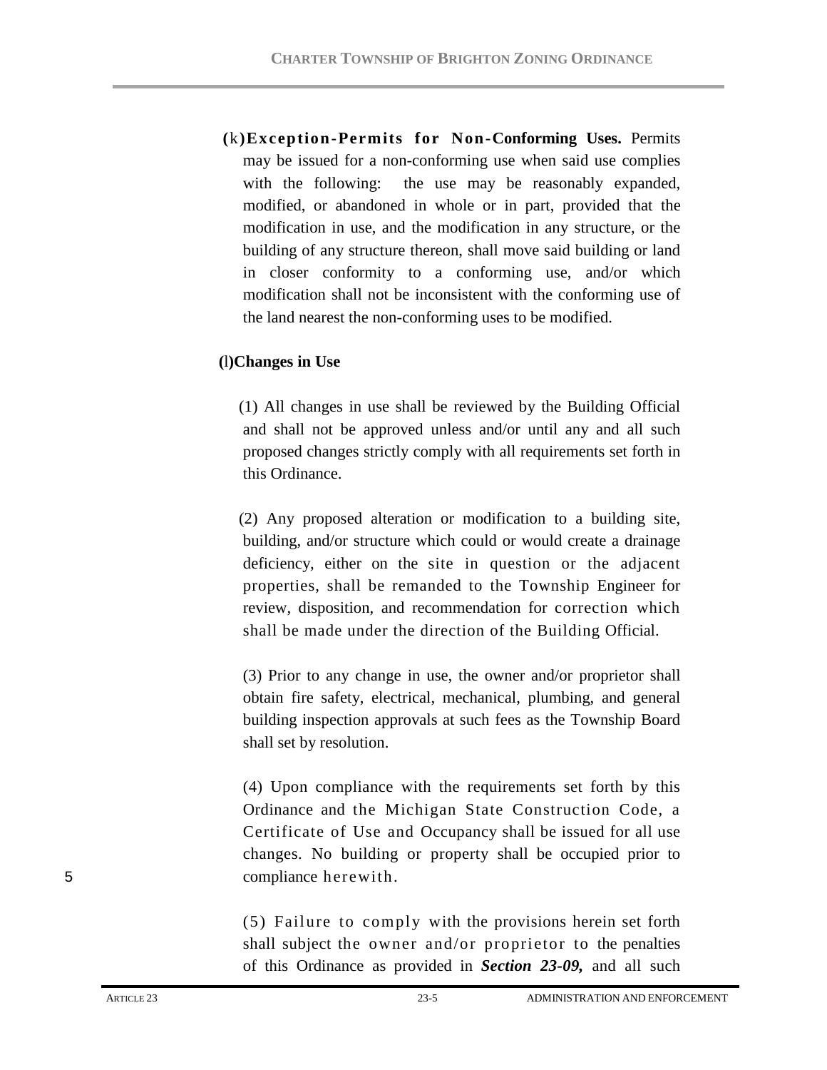**(k) Exception-Permits for Non-Conforming Uses.** Permits may be issued for a non-conforming use when said use complies with the following: the use may be reasonably expanded, modified, or abandoned in whole or in part, provided that the modification in use, and the modification in any structure, or the building of any structure thereon, shall move said building or land in closer conformity to a conforming use, and/or which modification shall not be inconsistent with the conforming use of the land nearest the non-conforming uses to be modified.

**(l) Changes in Use**

(1) All changes in use shall be reviewed by the Building Official and shall not be approved unless and/or until any and all such proposed changes strictly comply with all requirements set forth in this Ordinance.

(2) Any proposed alteration or modification to a building site, building, and/or structure which could or would create a drainage deficiency, either on the site in question or the adjacent properties, shall be remanded to the Township Engineer for review, disposition, and recommendation for correction which shall be made under the direction of the Building Official.

(3) Prior to any change in use, the owner and/or proprietor shall obtain fire safety, electrical, mechanical, plumbing, and general building inspection approvals at such fees as the Township Board shall set by resolution.

(4) Upon compliance with the requirements set forth by this Ordinance and the Michigan State Construction Code, a Certificate of Use and Occupancy shall be issued for all use changes. No building or property shall be occupied prior to compliance herewith.

(5) Failure to comply with the provisions herein set forth shall subject the owner and/or proprietor to the penalties of this Ordinance as provided in ***Section 23-09,*** and all such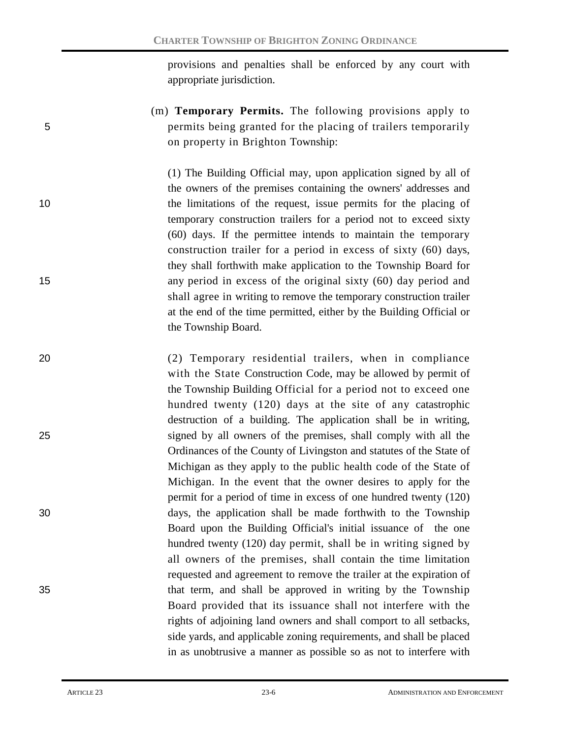provisions and penalties shall be enforced by any court with appropriate jurisdiction.

(m) **Temporary Permits.** The following provisions apply to permits being granted for the placing of trailers temporarily on property in Brighton Township:

(1) The Building Official may, upon application signed by all of the owners of the premises containing the owners' addresses and the limitations of the request, issue permits for the placing of temporary construction trailers for a period not to exceed sixty (60) days. If the permittee intends to maintain the temporary construction trailer for a period in excess of sixty (60) days, they shall forthwith make application to the Township Board for any period in excess of the original sixty (60) day period and shall agree in writing to remove the temporary construction trailer at the end of the time permitted, either by the Building Official or the Township Board.

(2) Temporary residential trailers, when in compliance with the State Construction Code, may be allowed by permit of the Township Building Official for a period not to exceed one hundred twenty (120) days at the site of any catastrophic destruction of a building. The application shall be in writing, signed by all owners of the premises, shall comply with all the Ordinances of the County of Livingston and statutes of the State of Michigan as they apply to the public health code of the State of Michigan. In the event that the owner desires to apply for the permit for a period of time in excess of one hundred twenty (120) days, the application shall be made forthwith to the Township Board upon the Building Official's initial issuance of the one hundred twenty (120) day permit, shall be in writing signed by all owners of the premises, shall contain the time limitation requested and agreement to remove the trailer at the expiration of that term, and shall be approved in writing by the Township Board provided that its issuance shall not interfere with the rights of adjoining land owners and shall comport to all setbacks, side yards, and applicable zoning requirements, and shall be placed in as unobtrusive a manner as possible so as not to interfere with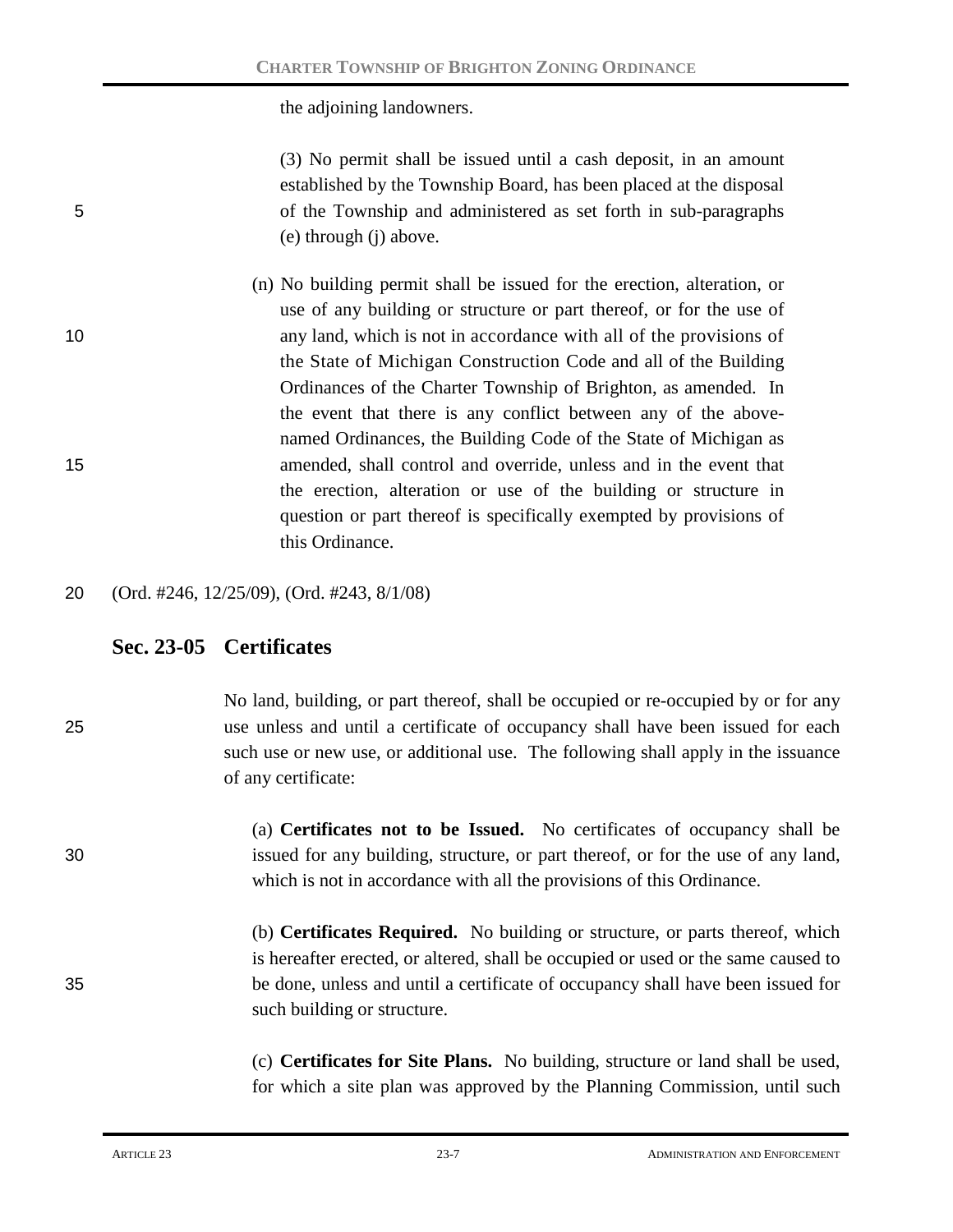the adjoining landowners.

(3) No permit shall be issued until a cash deposit, in an amount established by the Township Board, has been placed at the disposal of the Township and administered as set forth in sub-paragraphs (e) through (j) above.

(n) No building permit shall be issued for the erection, alteration, or use of any building or structure or part thereof, or for the use of any land, which is not in accordance with all of the provisions of the State of Michigan Construction Code and all of the Building Ordinances of the Charter Township of Brighton, as amended. In the event that there is any conflict between any of the above-named Ordinances, the Building Code of the State of Michigan as amended, shall control and override, unless and in the event that the erection, alteration or use of the building or structure in question or part thereof is specifically exempted by provisions of this Ordinance.

(Ord. #246, 12/25/09), (Ord. #243, 8/1/08)

## Sec. 23-05 Certificates

No land, building, or part thereof, shall be occupied or re-occupied by or for any use unless and until a certificate of occupancy shall have been issued for each such use or new use, or additional use. The following shall apply in the issuance of any certificate:

(a) **Certificates not to be Issued.** No certificates of occupancy shall be issued for any building, structure, or part thereof, or for the use of any land, which is not in accordance with all the provisions of this Ordinance.

(b) **Certificates Required.** No building or structure, or parts thereof, which is hereafter erected, or altered, shall be occupied or used or the same caused to be done, unless and until a certificate of occupancy shall have been issued for such building or structure.

(c) **Certificates for Site Plans.** No building, structure or land shall be used, for which a site plan was approved by the Planning Commission, until such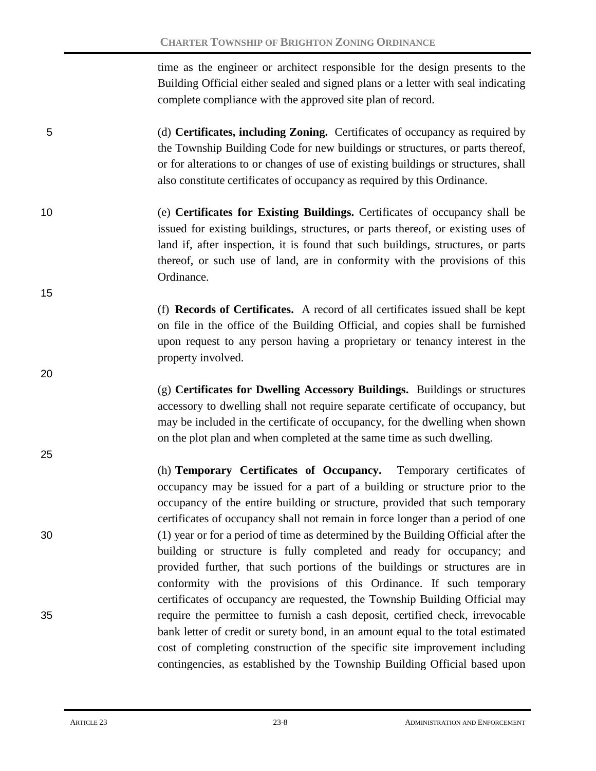time as the engineer or architect responsible for the design presents to the Building Official either sealed and signed plans or a letter with seal indicating complete compliance with the approved site plan of record.

(d) **Certificates, including Zoning.** Certificates of occupancy as required by the Township Building Code for new buildings or structures, or parts thereof, or for alterations to or changes of use of existing buildings or structures, shall also constitute certificates of occupancy as required by this Ordinance.

(e) **Certificates for Existing Buildings.** Certificates of occupancy shall be issued for existing buildings, structures, or parts thereof, or existing uses of land if, after inspection, it is found that such buildings, structures, or parts thereof, or such use of land, are in conformity with the provisions of this Ordinance.

(f) **Records of Certificates.** A record of all certificates issued shall be kept on file in the office of the Building Official, and copies shall be furnished upon request to any person having a proprietary or tenancy interest in the property involved.

(g) **Certificates for Dwelling Accessory Buildings.** Buildings or structures accessory to dwelling shall not require separate certificate of occupancy, but may be included in the certificate of occupancy, for the dwelling when shown on the plot plan and when completed at the same time as such dwelling.

(h) **Temporary Certificates of Occupancy.** Temporary certificates of occupancy may be issued for a part of a building or structure prior to the occupancy of the entire building or structure, provided that such temporary certificates of occupancy shall not remain in force longer than a period of one (1) year or for a period of time as determined by the Building Official after the building or structure is fully completed and ready for occupancy; and provided further, that such portions of the buildings or structures are in conformity with the provisions of this Ordinance. If such temporary certificates of occupancy are requested, the Township Building Official may require the permittee to furnish a cash deposit, certified check, irrevocable bank letter of credit or surety bond, in an amount equal to the total estimated cost of completing construction of the specific site improvement including contingencies, as established by the Township Building Official based upon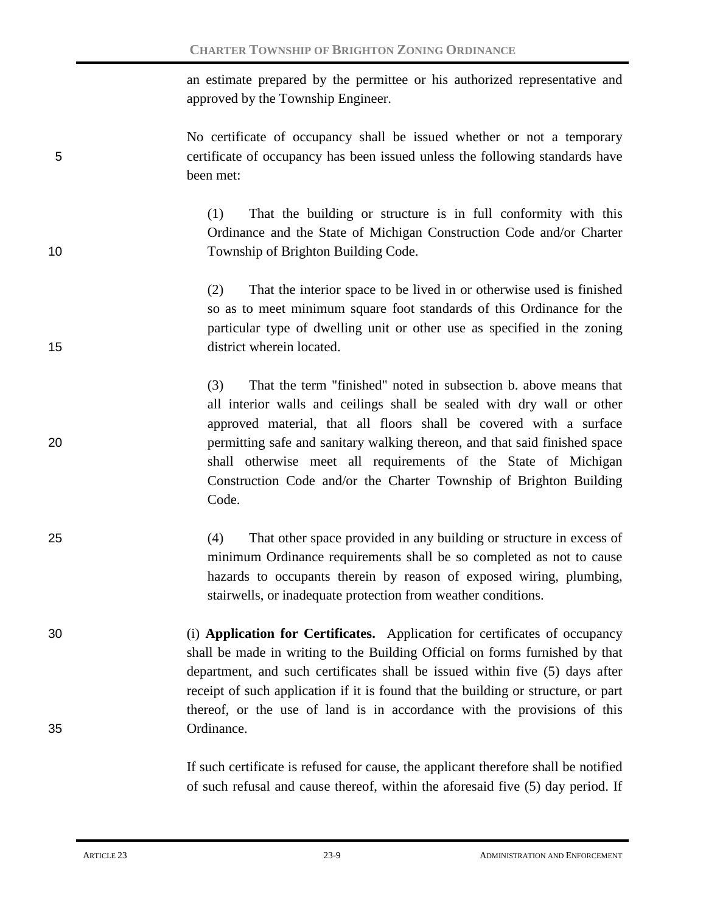an estimate prepared by the permittee or his authorized representative and approved by the Township Engineer.

No certificate of occupancy shall be issued whether or not a temporary certificate of occupancy has been issued unless the following standards have been met:

(1) That the building or structure is in full conformity with this Ordinance and the State of Michigan Construction Code and/or Charter Township of Brighton Building Code.

(2) That the interior space to be lived in or otherwise used is finished so as to meet minimum square foot standards of this Ordinance for the particular type of dwelling unit or other use as specified in the zoning district wherein located.

(3) That the term "finished" noted in subsection b. above means that all interior walls and ceilings shall be sealed with dry wall or other approved material, that all floors shall be covered with a surface permitting safe and sanitary walking thereon, and that said finished space shall otherwise meet all requirements of the State of Michigan Construction Code and/or the Charter Township of Brighton Building Code.

(4) That other space provided in any building or structure in excess of minimum Ordinance requirements shall be so completed as not to cause hazards to occupants therein by reason of exposed wiring, plumbing, stairwells, or inadequate protection from weather conditions.

(i) **Application for Certificates.** Application for certificates of occupancy shall be made in writing to the Building Official on forms furnished by that department, and such certificates shall be issued within five (5) days after receipt of such application if it is found that the building or structure, or part thereof, or the use of land is in accordance with the provisions of this Ordinance.

If such certificate is refused for cause, the applicant therefore shall be notified of such refusal and cause thereof, within the aforesaid five (5) day period. If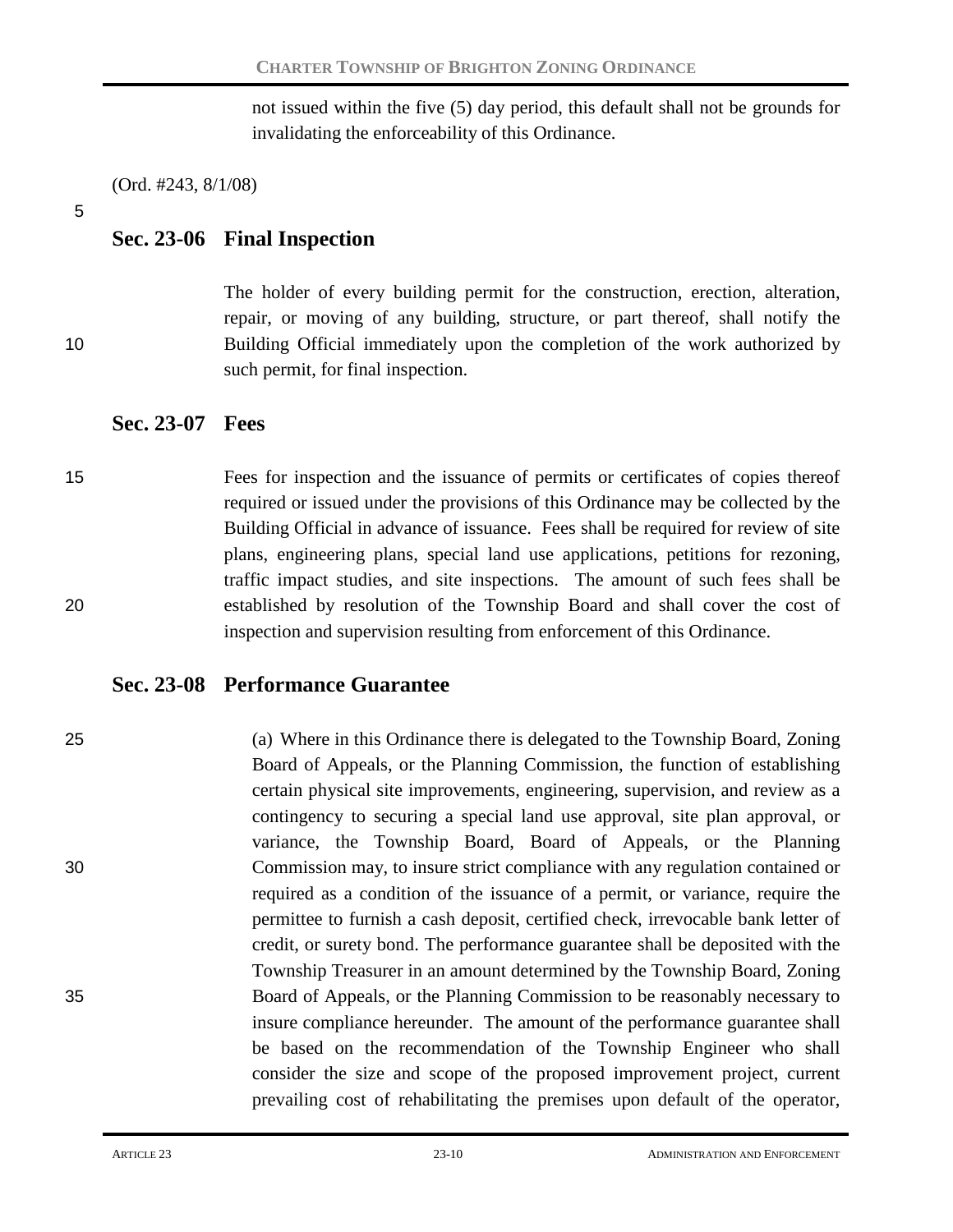not issued within the five (5) day period, this default shall not be grounds for invalidating the enforceability of this Ordinance.

(Ord. #243, 8/1/08)

## Sec. 23-06 Final Inspection

The holder of every building permit for the construction, erection, alteration, repair, or moving of any building, structure, or part thereof, shall notify the Building Official immediately upon the completion of the work authorized by such permit, for final inspection.

## Sec. 23-07 Fees

Fees for inspection and the issuance of permits or certificates of copies thereof required or issued under the provisions of this Ordinance may be collected by the Building Official in advance of issuance. Fees shall be required for review of site plans, engineering plans, special land use applications, petitions for rezoning, traffic impact studies, and site inspections. The amount of such fees shall be established by resolution of the Township Board and shall cover the cost of inspection and supervision resulting from enforcement of this Ordinance.

## Sec. 23-08 Performance Guarantee

(a) Where in this Ordinance there is delegated to the Township Board, Zoning Board of Appeals, or the Planning Commission, the function of establishing certain physical site improvements, engineering, supervision, and review as a contingency to securing a special land use approval, site plan approval, or variance, the Township Board, Board of Appeals, or the Planning Commission may, to insure strict compliance with any regulation contained or required as a condition of the issuance of a permit, or variance, require the permittee to furnish a cash deposit, certified check, irrevocable bank letter of credit, or surety bond. The performance guarantee shall be deposited with the Township Treasurer in an amount determined by the Township Board, Zoning Board of Appeals, or the Planning Commission to be reasonably necessary to insure compliance hereunder. The amount of the performance guarantee shall be based on the recommendation of the Township Engineer who shall consider the size and scope of the proposed improvement project, current prevailing cost of rehabilitating the premises upon default of the operator,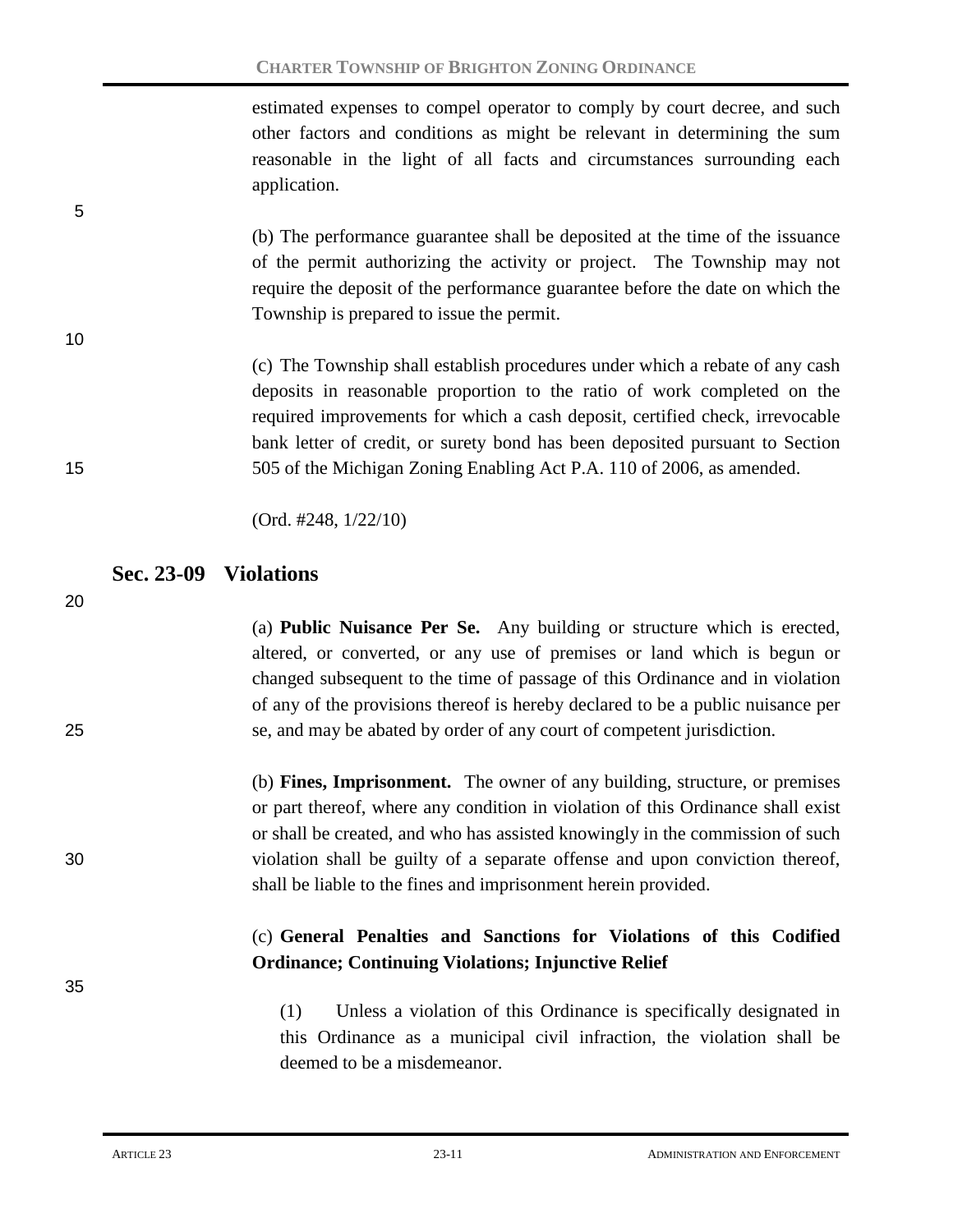estimated expenses to compel operator to comply by court decree, and such other factors and conditions as might be relevant in determining the sum reasonable in the light of all facts and circumstances surrounding each application.

(b) The performance guarantee shall be deposited at the time of the issuance of the permit authorizing the activity or project. The Township may not require the deposit of the performance guarantee before the date on which the Township is prepared to issue the permit.

(c) The Township shall establish procedures under which a rebate of any cash deposits in reasonable proportion to the ratio of work completed on the required improvements for which a cash deposit, certified check, irrevocable bank letter of credit, or surety bond has been deposited pursuant to Section 505 of the Michigan Zoning Enabling Act P.A. 110 of 2006, as amended.

(Ord. #248, 1/22/10)

## Sec. 23-09 Violations

(a) **Public Nuisance Per Se.** Any building or structure which is erected, altered, or converted, or any use of premises or land which is begun or changed subsequent to the time of passage of this Ordinance and in violation of any of the provisions thereof is hereby declared to be a public nuisance per se, and may be abated by order of any court of competent jurisdiction.

(b) **Fines, Imprisonment.** The owner of any building, structure, or premises or part thereof, where any condition in violation of this Ordinance shall exist or shall be created, and who has assisted knowingly in the commission of such violation shall be guilty of a separate offense and upon conviction thereof, shall be liable to the fines and imprisonment herein provided.

(c) **General Penalties and Sanctions for Violations of this Codified Ordinance; Continuing Violations; Injunctive Relief**

(1) Unless a violation of this Ordinance is specifically designated in this Ordinance as a municipal civil infraction, the violation shall be deemed to be a misdemeanor.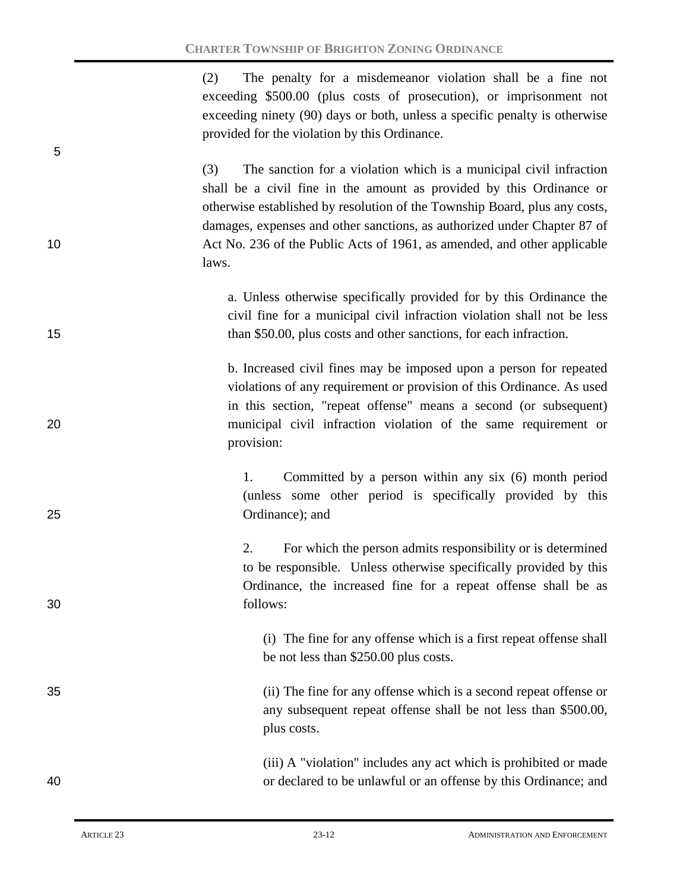(2) The penalty for a misdemeanor violation shall be a fine not exceeding $500.00 (plus costs of prosecution), or imprisonment not exceeding ninety (90) days or both, unless a specific penalty is otherwise provided for the violation by this Ordinance.

(3) The sanction for a violation which is a municipal civil infraction shall be a civil fine in the amount as provided by this Ordinance or otherwise established by resolution of the Township Board, plus any costs, damages, expenses and other sanctions, as authorized under Chapter 87 of Act No. 236 of the Public Acts of 1961, as amended, and other applicable laws.

a. Unless otherwise specifically provided for by this Ordinance the civil fine for a municipal civil infraction violation shall not be less than $50.00, plus costs and other sanctions, for each infraction.

b. Increased civil fines may be imposed upon a person for repeated violations of any requirement or provision of this Ordinance. As used in this section, "repeat offense" means a second (or subsequent) municipal civil infraction violation of the same requirement or provision:

1. Committed by a person within any six (6) month period (unless some other period is specifically provided by this Ordinance); and

2. For which the person admits responsibility or is determined to be responsible. Unless otherwise specifically provided by this Ordinance, the increased fine for a repeat offense shall be as follows:

(i) The fine for any offense which is a first repeat offense shall be not less than $250.00 plus costs.

(ii) The fine for any offense which is a second repeat offense or any subsequent repeat offense shall be not less than $500.00, plus costs.

(iii) A "violation" includes any act which is prohibited or made or declared to be unlawful or an offense by this Ordinance; and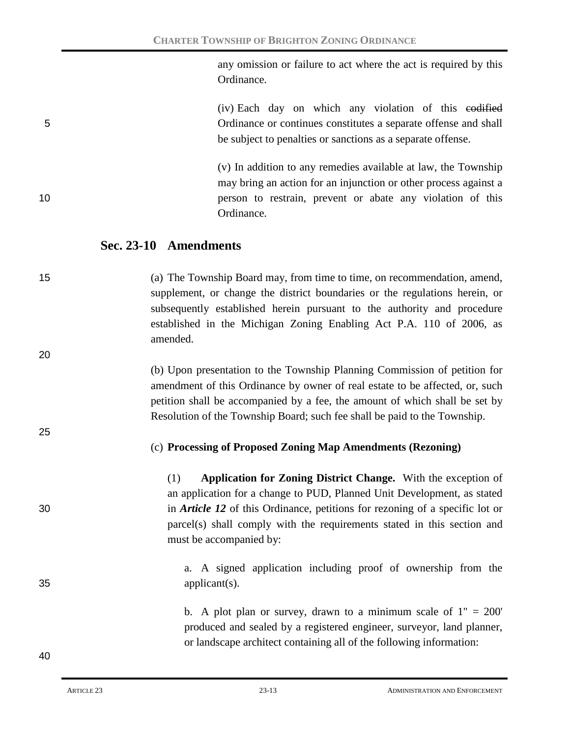any omission or failure to act where the act is required by this Ordinance.

(iv) Each day on which any violation of this ~~codified~~ Ordinance or continues constitutes a separate offense and shall be subject to penalties or sanctions as a separate offense.

(v) In addition to any remedies available at law, the Township may bring an action for an injunction or other process against a person to restrain, prevent or abate any violation of this Ordinance.

## Sec. 23-10 Amendments

(a) The Township Board may, from time to time, on recommendation, amend, supplement, or change the district boundaries or the regulations herein, or subsequently established herein pursuant to the authority and procedure established in the Michigan Zoning Enabling Act P.A. 110 of 2006, as amended.

(b) Upon presentation to the Township Planning Commission of petition for amendment of this Ordinance by owner of real estate to be affected, or, such petition shall be accompanied by a fee, the amount of which shall be set by Resolution of the Township Board; such fee shall be paid to the Township.

(c) **Processing of Proposed Zoning Map Amendments (Rezoning)**

(1) **Application for Zoning District Change.** With the exception of an application for a change to PUD, Planned Unit Development, as stated in ***Article 12*** of this Ordinance, petitions for rezoning of a specific lot or parcel(s) shall comply with the requirements stated in this section and must be accompanied by:

a. A signed application including proof of ownership from the applicant(s).

b. A plot plan or survey, drawn to a minimum scale of 1" = 200' produced and sealed by a registered engineer, surveyor, land planner, or landscape architect containing all of the following information: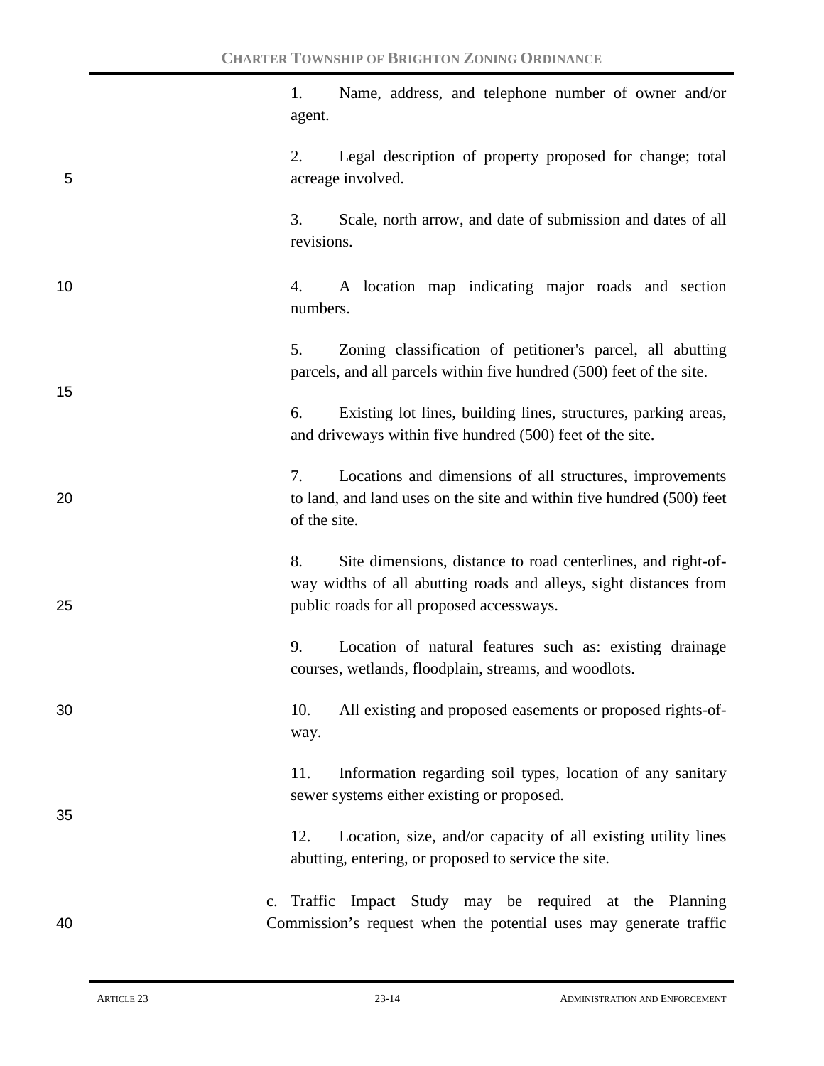1. Name, address, and telephone number of owner and/or agent.

2. Legal description of property proposed for change; total acreage involved.

3. Scale, north arrow, and date of submission and dates of all revisions.

4. A location map indicating major roads and section numbers.

5. Zoning classification of petitioner's parcel, all abutting parcels, and all parcels within five hundred (500) feet of the site.

6. Existing lot lines, building lines, structures, parking areas, and driveways within five hundred (500) feet of the site.

7. Locations and dimensions of all structures, improvements to land, and land uses on the site and within five hundred (500) feet of the site.

8. Site dimensions, distance to road centerlines, and right-of-way widths of all abutting roads and alleys, sight distances from public roads for all proposed accessways.

9. Location of natural features such as: existing drainage courses, wetlands, floodplain, streams, and woodlots.

10. All existing and proposed easements or proposed rights-of-way.

11. Information regarding soil types, location of any sanitary sewer systems either existing or proposed.

12. Location, size, and/or capacity of all existing utility lines abutting, entering, or proposed to service the site.

c. Traffic Impact Study may be required at the Planning Commission's request when the potential uses may generate traffic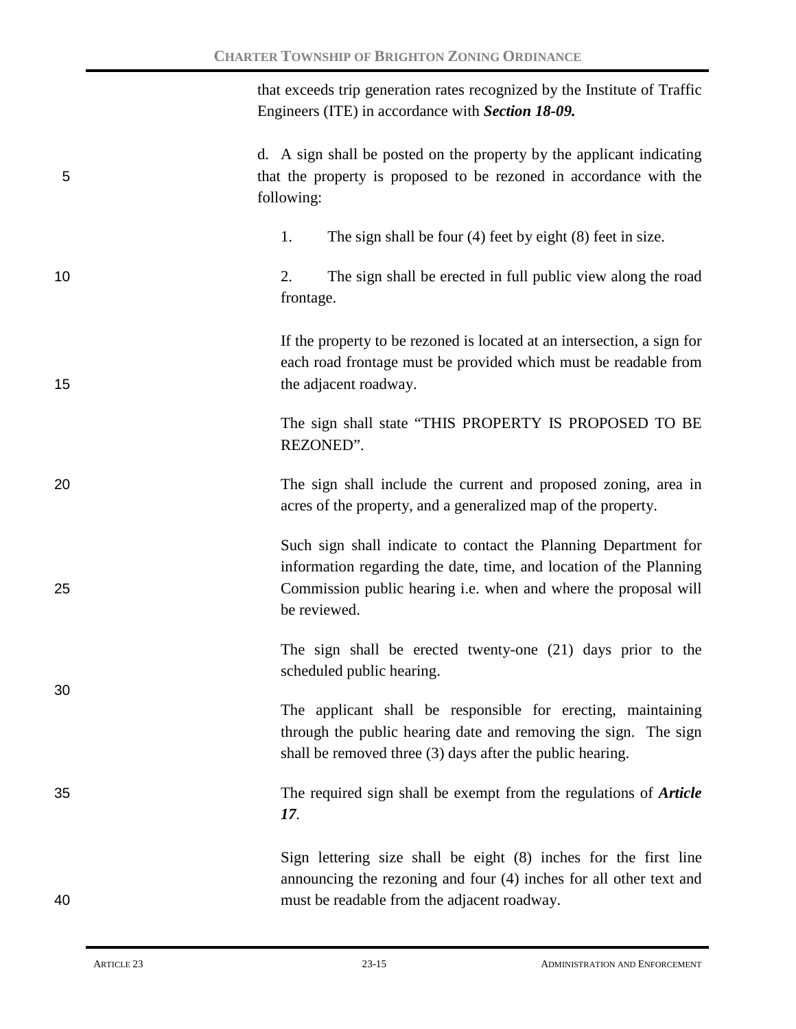that exceeds trip generation rates recognized by the Institute of Traffic Engineers (ITE) in accordance with ***Section 18-09.***

d. A sign shall be posted on the property by the applicant indicating that the property is proposed to be rezoned in accordance with the following:

1. The sign shall be four (4) feet by eight (8) feet in size.

2. The sign shall be erected in full public view along the road frontage.

If the property to be rezoned is located at an intersection, a sign for each road frontage must be provided which must be readable from the adjacent roadway.

The sign shall state "THIS PROPERTY IS PROPOSED TO BE REZONED".

The sign shall include the current and proposed zoning, area in acres of the property, and a generalized map of the property.

Such sign shall indicate to contact the Planning Department for information regarding the date, time, and location of the Planning Commission public hearing i.e. when and where the proposal will be reviewed.

The sign shall be erected twenty-one (21) days prior to the scheduled public hearing.

The applicant shall be responsible for erecting, maintaining through the public hearing date and removing the sign. The sign shall be removed three (3) days after the public hearing.

The required sign shall be exempt from the regulations of ***Article 17***.

Sign lettering size shall be eight (8) inches for the first line announcing the rezoning and four (4) inches for all other text and must be readable from the adjacent roadway.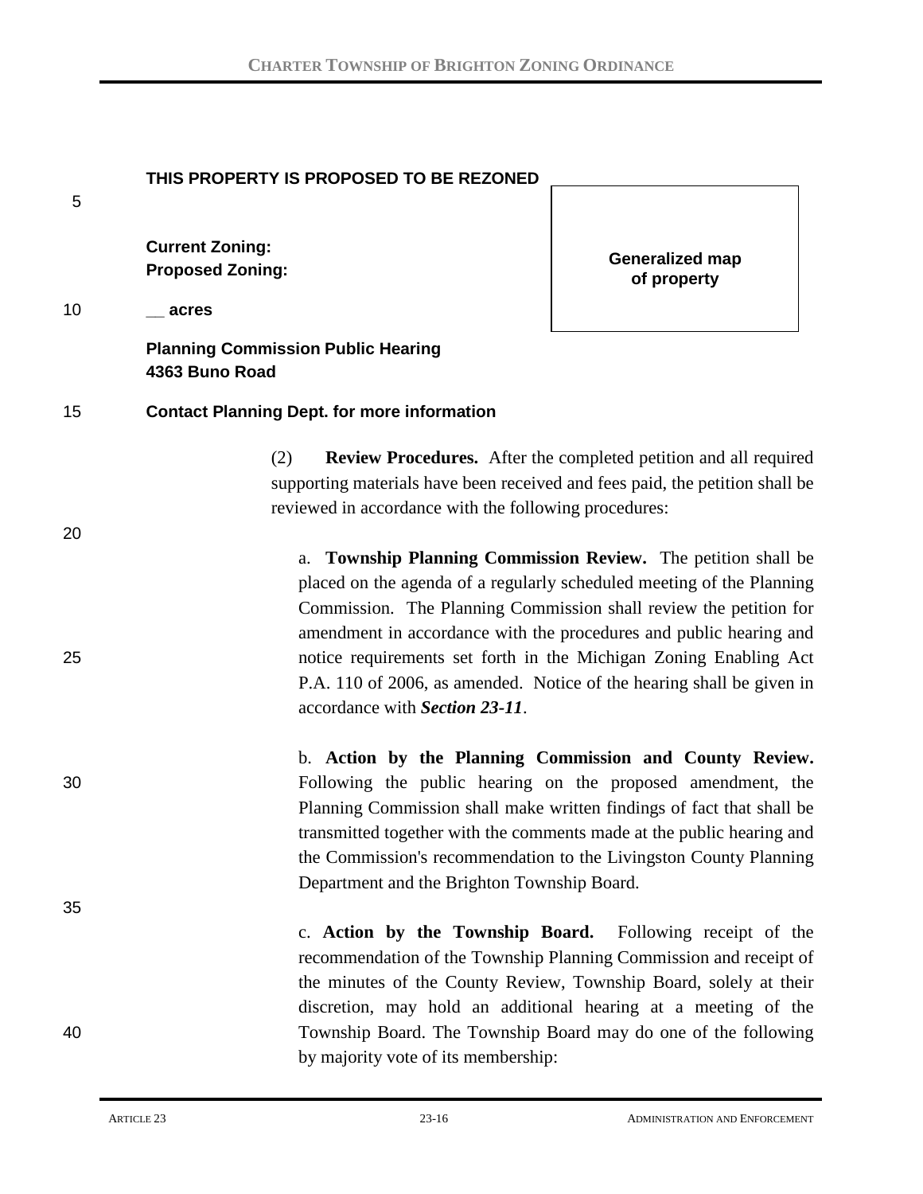**THIS PROPERTY IS PROPOSED TO BE REZONED**

**Current Zoning:**
**Proposed Zoning:**

**__ acres**

**Planning Commission Public Hearing**
**4363 Buno Road**

**Contact Planning Dept. for more information**

**Generalized map of property**

(2) **Review Procedures.** After the completed petition and all required supporting materials have been received and fees paid, the petition shall be reviewed in accordance with the following procedures:

a. **Township Planning Commission Review.** The petition shall be placed on the agenda of a regularly scheduled meeting of the Planning Commission. The Planning Commission shall review the petition for amendment in accordance with the procedures and public hearing and notice requirements set forth in the Michigan Zoning Enabling Act P.A. 110 of 2006, as amended. Notice of the hearing shall be given in accordance with ***Section 23-11***.

b. **Action by the Planning Commission and County Review.** Following the public hearing on the proposed amendment, the Planning Commission shall make written findings of fact that shall be transmitted together with the comments made at the public hearing and the Commission's recommendation to the Livingston County Planning Department and the Brighton Township Board.

c. **Action by the Township Board.** Following receipt of the recommendation of the Township Planning Commission and receipt of the minutes of the County Review, Township Board, solely at their discretion, may hold an additional hearing at a meeting of the Township Board. The Township Board may do one of the following by majority vote of its membership: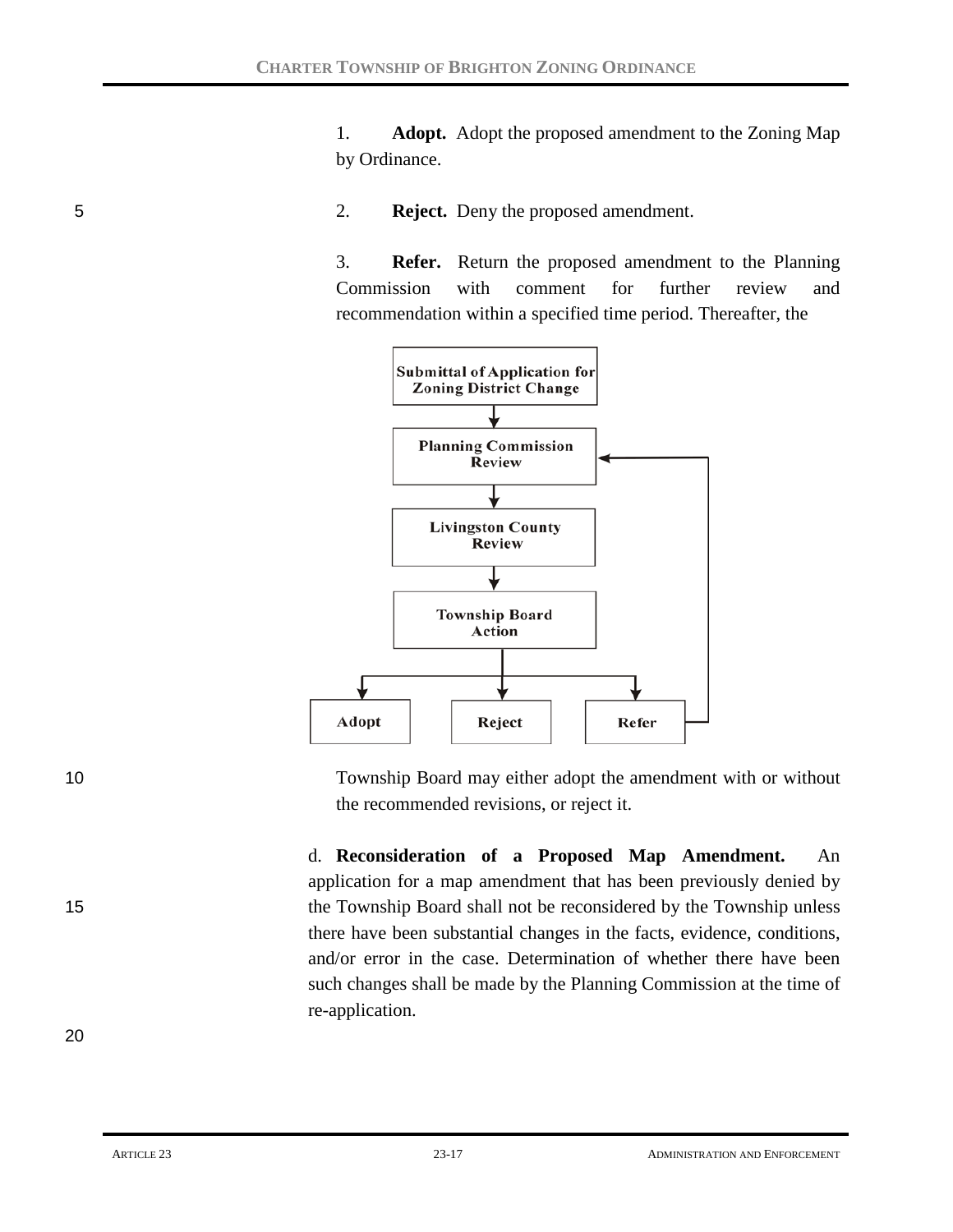1. **Adopt.** Adopt the proposed amendment to the Zoning Map by Ordinance.

2. **Reject.** Deny the proposed amendment.

3. **Refer.** Return the proposed amendment to the Planning Commission with comment for further review and recommendation within a specified time period. Thereafter, the Township Board may either adopt the amendment with or without the recommended revisions, or reject it.

d. **Reconsideration of a Proposed Map Amendment.** An application for a map amendment that has been previously denied by the Township Board shall not be reconsidered by the Township unless there have been substantial changes in the facts, evidence, conditions, and/or error in the case. Determination of whether there have been such changes shall be made by the Planning Commission at the time of re-application.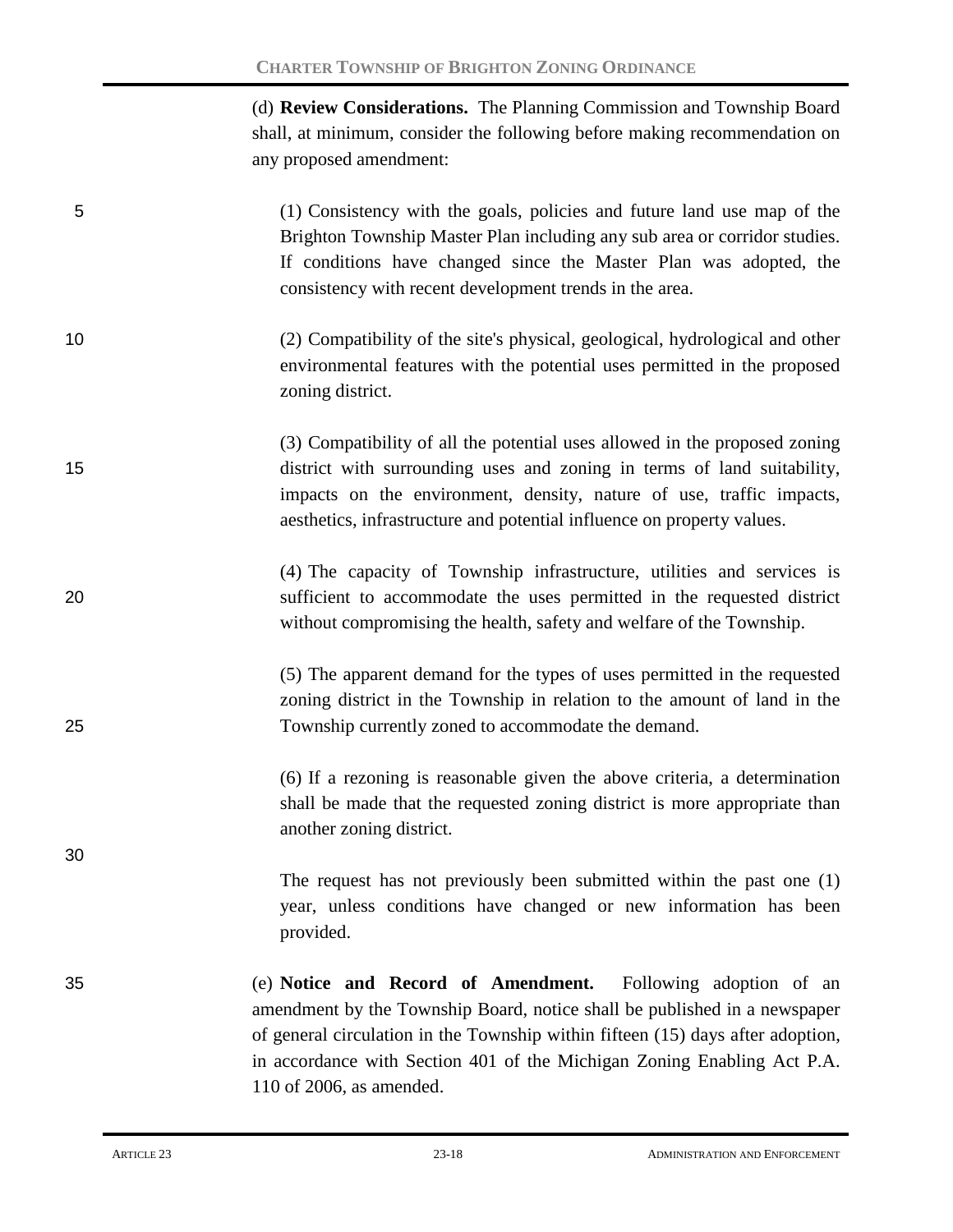(d) **Review Considerations.** The Planning Commission and Township Board shall, at minimum, consider the following before making recommendation on any proposed amendment:

(1) Consistency with the goals, policies and future land use map of the Brighton Township Master Plan including any sub area or corridor studies. If conditions have changed since the Master Plan was adopted, the consistency with recent development trends in the area.

(2) Compatibility of the site's physical, geological, hydrological and other environmental features with the potential uses permitted in the proposed zoning district.

(3) Compatibility of all the potential uses allowed in the proposed zoning district with surrounding uses and zoning in terms of land suitability, impacts on the environment, density, nature of use, traffic impacts, aesthetics, infrastructure and potential influence on property values.

(4) The capacity of Township infrastructure, utilities and services is sufficient to accommodate the uses permitted in the requested district without compromising the health, safety and welfare of the Township.

(5) The apparent demand for the types of uses permitted in the requested zoning district in the Township in relation to the amount of land in the Township currently zoned to accommodate the demand.

(6) If a rezoning is reasonable given the above criteria, a determination shall be made that the requested zoning district is more appropriate than another zoning district.

The request has not previously been submitted within the past one (1) year, unless conditions have changed or new information has been provided.

(e) **Notice and Record of Amendment.** Following adoption of an amendment by the Township Board, notice shall be published in a newspaper of general circulation in the Township within fifteen (15) days after adoption, in accordance with Section 401 of the Michigan Zoning Enabling Act P.A. 110 of 2006, as amended.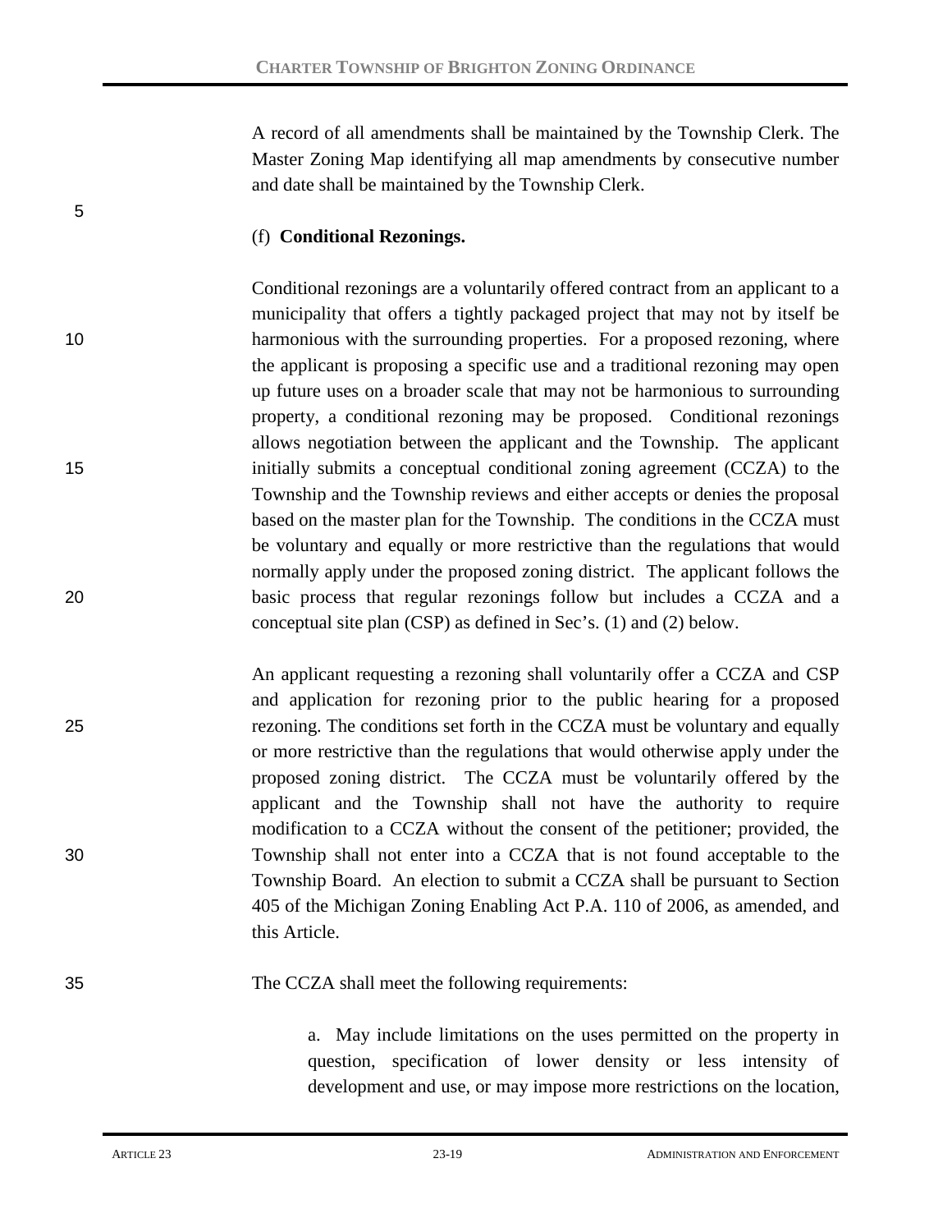A record of all amendments shall be maintained by the Township Clerk. The Master Zoning Map identifying all map amendments by consecutive number and date shall be maintained by the Township Clerk.

(f) **Conditional Rezonings.**

Conditional rezonings are a voluntarily offered contract from an applicant to a municipality that offers a tightly packaged project that may not by itself be harmonious with the surrounding properties. For a proposed rezoning, where the applicant is proposing a specific use and a traditional rezoning may open up future uses on a broader scale that may not be harmonious to surrounding property, a conditional rezoning may be proposed. Conditional rezonings allows negotiation between the applicant and the Township. The applicant initially submits a conceptual conditional zoning agreement (CCZA) to the Township and the Township reviews and either accepts or denies the proposal based on the master plan for the Township. The conditions in the CCZA must be voluntary and equally or more restrictive than the regulations that would normally apply under the proposed zoning district. The applicant follows the basic process that regular rezonings follow but includes a CCZA and a conceptual site plan (CSP) as defined in Sec's. (1) and (2) below.

An applicant requesting a rezoning shall voluntarily offer a CCZA and CSP and application for rezoning prior to the public hearing for a proposed rezoning. The conditions set forth in the CCZA must be voluntary and equally or more restrictive than the regulations that would otherwise apply under the proposed zoning district. The CCZA must be voluntarily offered by the applicant and the Township shall not have the authority to require modification to a CCZA without the consent of the petitioner; provided, the Township shall not enter into a CCZA that is not found acceptable to the Township Board. An election to submit a CCZA shall be pursuant to Section 405 of the Michigan Zoning Enabling Act P.A. 110 of 2006, as amended, and this Article.

The CCZA shall meet the following requirements:

a. May include limitations on the uses permitted on the property in question, specification of lower density or less intensity of development and use, or may impose more restrictions on the location,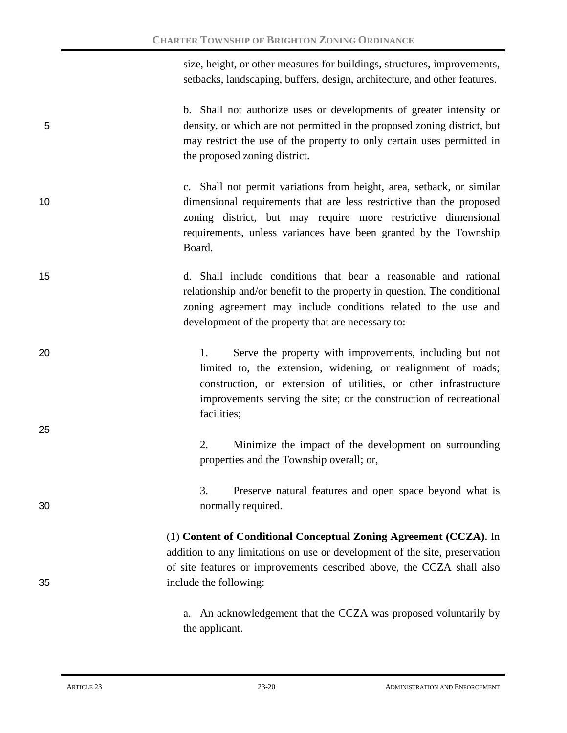size, height, or other measures for buildings, structures, improvements, setbacks, landscaping, buffers, design, architecture, and other features.

b. Shall not authorize uses or developments of greater intensity or density, or which are not permitted in the proposed zoning district, but may restrict the use of the property to only certain uses permitted in the proposed zoning district.

c. Shall not permit variations from height, area, setback, or similar dimensional requirements that are less restrictive than the proposed zoning district, but may require more restrictive dimensional requirements, unless variances have been granted by the Township Board.

d. Shall include conditions that bear a reasonable and rational relationship and/or benefit to the property in question. The conditional zoning agreement may include conditions related to the use and development of the property that are necessary to:

1. Serve the property with improvements, including but not limited to, the extension, widening, or realignment of roads; construction, or extension of utilities, or other infrastructure improvements serving the site; or the construction of recreational facilities;

2. Minimize the impact of the development on surrounding properties and the Township overall; or,

3. Preserve natural features and open space beyond what is normally required.

(1) **Content of Conditional Conceptual Zoning Agreement (CCZA).** In addition to any limitations on use or development of the site, preservation of site features or improvements described above, the CCZA shall also include the following:

a. An acknowledgement that the CCZA was proposed voluntarily by the applicant.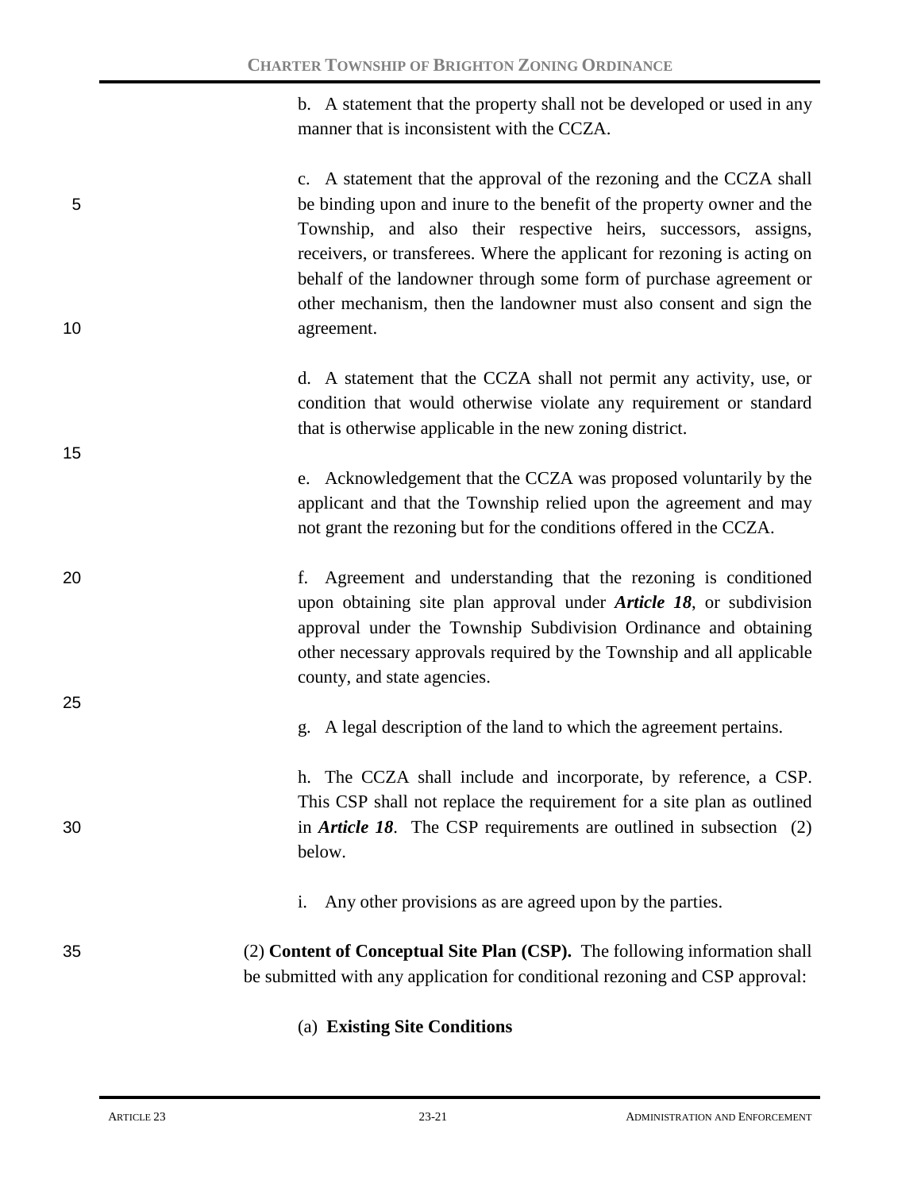b. A statement that the property shall not be developed or used in any manner that is inconsistent with the CCZA.

c. A statement that the approval of the rezoning and the CCZA shall be binding upon and inure to the benefit of the property owner and the Township, and also their respective heirs, successors, assigns, receivers, or transferees. Where the applicant for rezoning is acting on behalf of the landowner through some form of purchase agreement or other mechanism, then the landowner must also consent and sign the agreement.

d. A statement that the CCZA shall not permit any activity, use, or condition that would otherwise violate any requirement or standard that is otherwise applicable in the new zoning district.

e. Acknowledgement that the CCZA was proposed voluntarily by the applicant and that the Township relied upon the agreement and may not grant the rezoning but for the conditions offered in the CCZA.

f. Agreement and understanding that the rezoning is conditioned upon obtaining site plan approval under ***Article 18***, or subdivision approval under the Township Subdivision Ordinance and obtaining other necessary approvals required by the Township and all applicable county, and state agencies.

g. A legal description of the land to which the agreement pertains.

h. The CCZA shall include and incorporate, by reference, a CSP. This CSP shall not replace the requirement for a site plan as outlined in ***Article 18***. The CSP requirements are outlined in subsection (2) below.

i. Any other provisions as are agreed upon by the parties.

(2) **Content of Conceptual Site Plan (CSP).** The following information shall be submitted with any application for conditional rezoning and CSP approval:

(a) **Existing Site Conditions**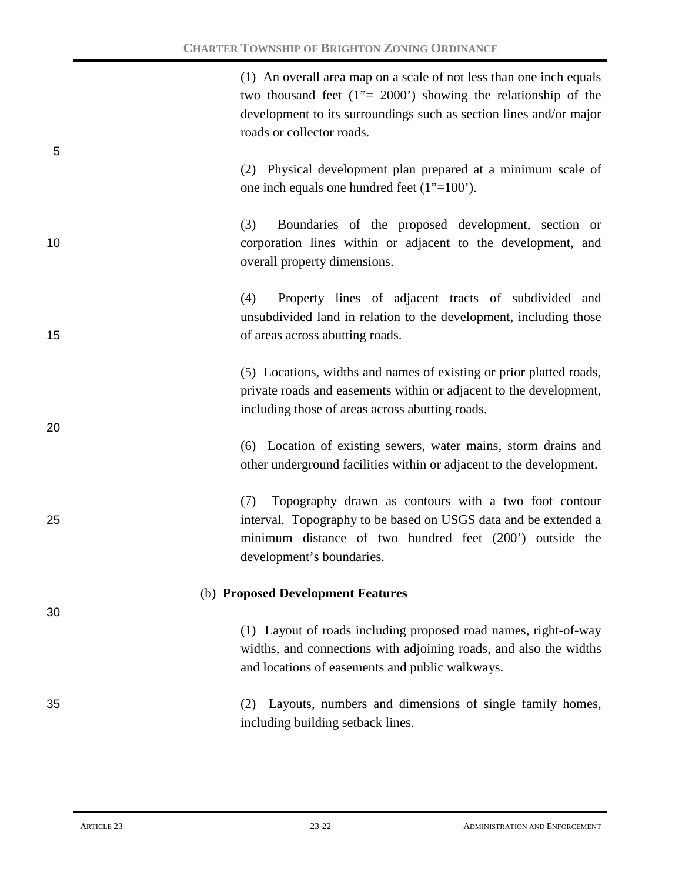(1) An overall area map on a scale of not less than one inch equals two thousand feet (1"= 2000') showing the relationship of the development to its surroundings such as section lines and/or major roads or collector roads.

(2) Physical development plan prepared at a minimum scale of one inch equals one hundred feet (1"=100').

(3) Boundaries of the proposed development, section or corporation lines within or adjacent to the development, and overall property dimensions.

(4) Property lines of adjacent tracts of subdivided and unsubdivided land in relation to the development, including those of areas across abutting roads.

(5) Locations, widths and names of existing or prior platted roads, private roads and easements within or adjacent to the development, including those of areas across abutting roads.

(6) Location of existing sewers, water mains, storm drains and other underground facilities within or adjacent to the development.

(7) Topography drawn as contours with a two foot contour interval. Topography to be based on USGS data and be extended a minimum distance of two hundred feet (200') outside the development's boundaries.

(b) **Proposed Development Features**

(1) Layout of roads including proposed road names, right-of-way widths, and connections with adjoining roads, and also the widths and locations of easements and public walkways.

(2) Layouts, numbers and dimensions of single family homes, including building setback lines.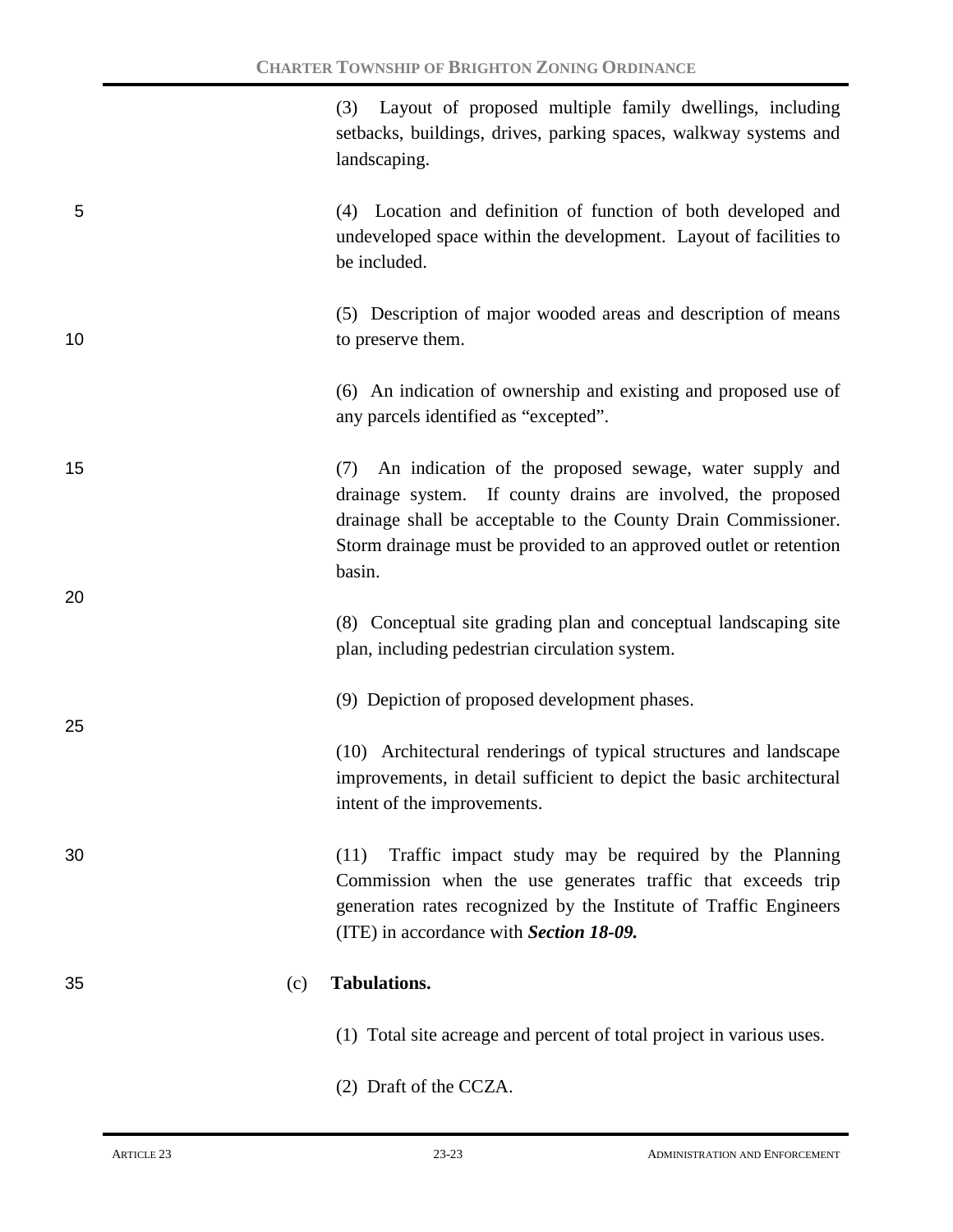(3) Layout of proposed multiple family dwellings, including setbacks, buildings, drives, parking spaces, walkway systems and landscaping.

(4) Location and definition of function of both developed and undeveloped space within the development. Layout of facilities to be included.

(5) Description of major wooded areas and description of means to preserve them.

(6) An indication of ownership and existing and proposed use of any parcels identified as "excepted".

(7) An indication of the proposed sewage, water supply and drainage system. If county drains are involved, the proposed drainage shall be acceptable to the County Drain Commissioner. Storm drainage must be provided to an approved outlet or retention basin.

(8) Conceptual site grading plan and conceptual landscaping site plan, including pedestrian circulation system.

(9) Depiction of proposed development phases.

(10) Architectural renderings of typical structures and landscape improvements, in detail sufficient to depict the basic architectural intent of the improvements.

(11) Traffic impact study may be required by the Planning Commission when the use generates traffic that exceeds trip generation rates recognized by the Institute of Traffic Engineers (ITE) in accordance with ***Section 18-09.***

(c) **Tabulations.**

(1) Total site acreage and percent of total project in various uses.

(2) Draft of the CCZA.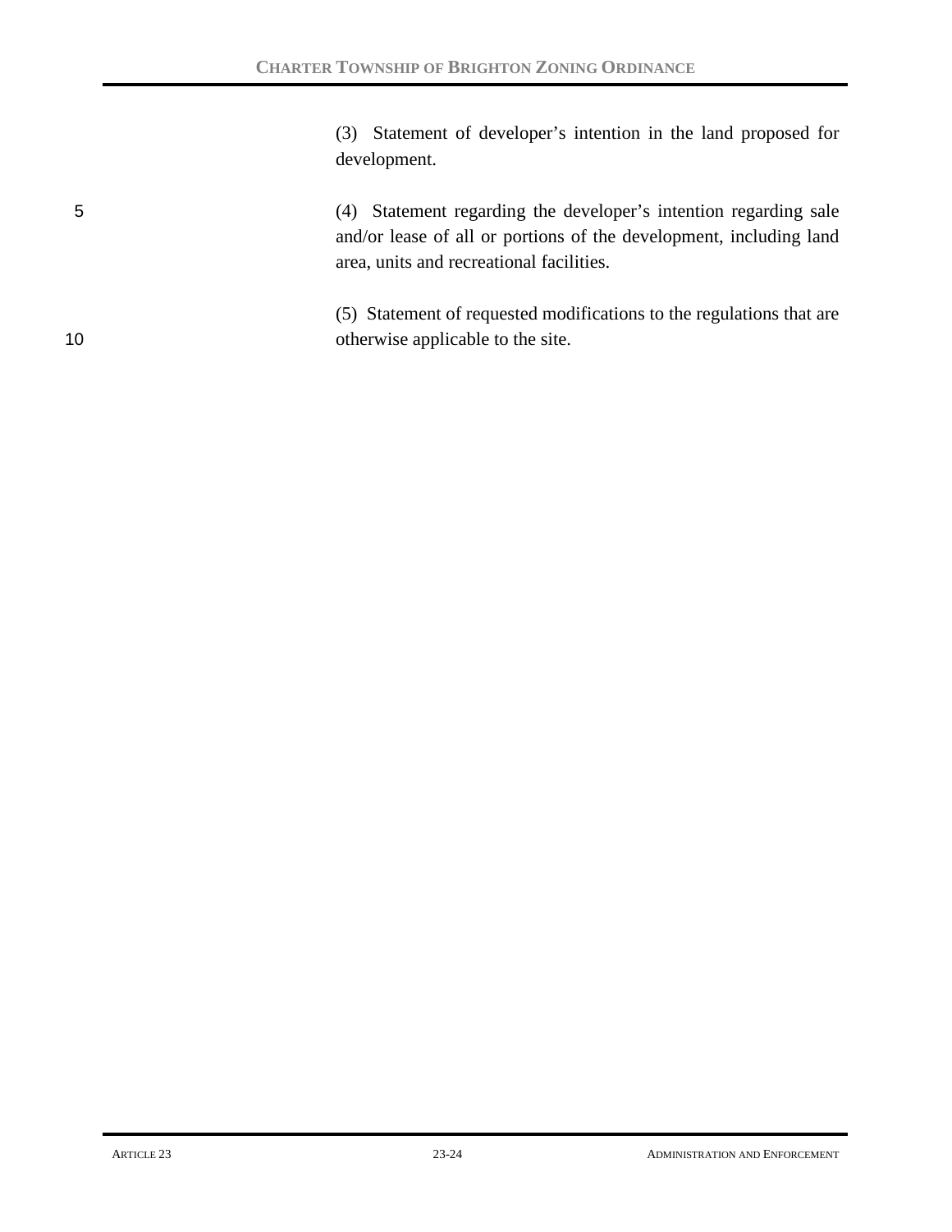(3) Statement of developer's intention in the land proposed for development.

(4) Statement regarding the developer's intention regarding sale and/or lease of all or portions of the development, including land area, units and recreational facilities.

(5) Statement of requested modifications to the regulations that are otherwise applicable to the site.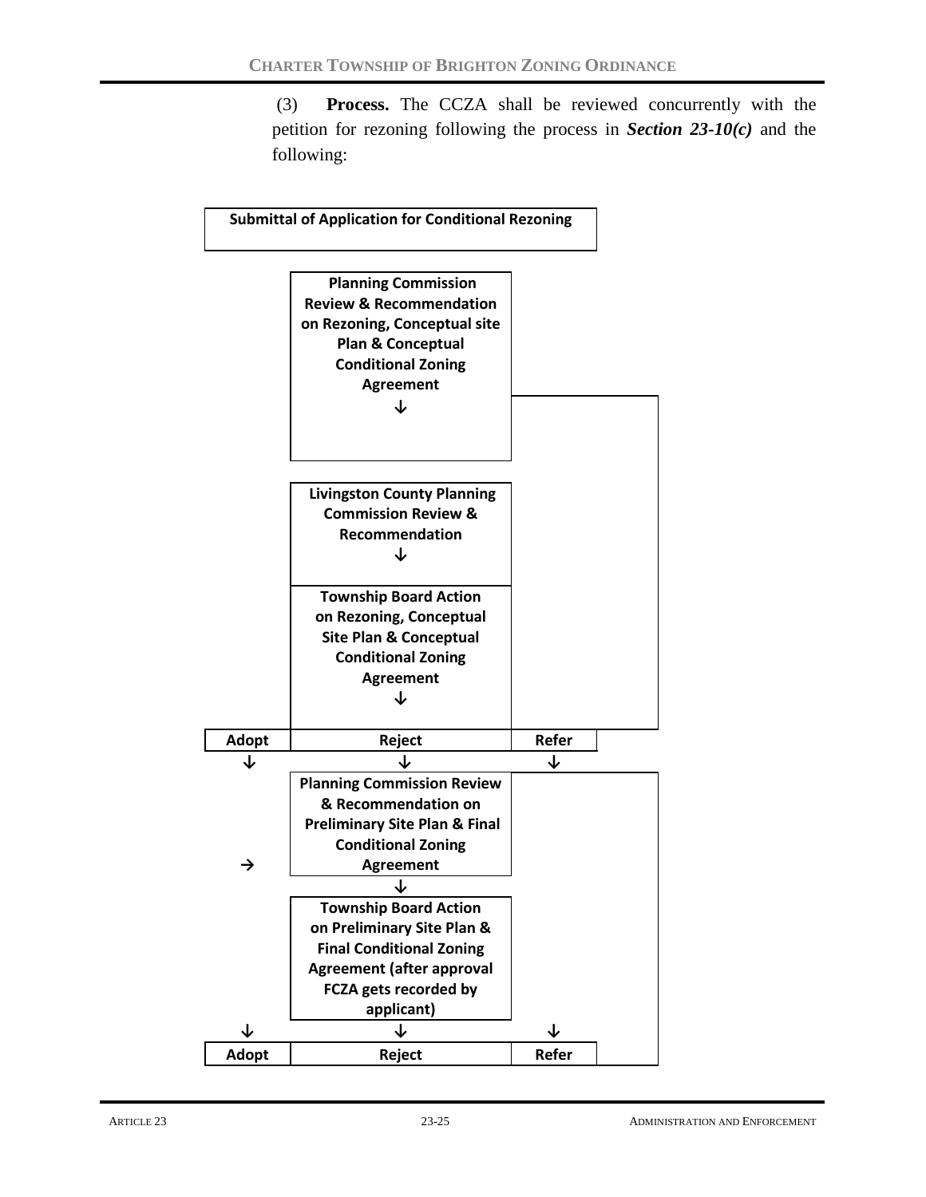(3) **Process.** The CCZA shall be reviewed concurrently with the petition for rezoning following the process in ***Section 23-10(c)*** and the following:

**Submittal of Application for Conditional Rezoning**

**Planning Commission Review & Recommendation on Rezoning, Conceptual site Plan & Conceptual Conditional Zoning Agreement**

↓

**Livingston County Planning Commission Review & Recommendation**

↓

**Township Board Action on Rezoning, Conceptual Site Plan & Conceptual Conditional Zoning Agreement**

↓

| **Adopt** | **Reject** | **Refer** |
|---|---|---|
| ↓ | ↓ | ↓ |

→ **Planning Commission Review & Recommendation on Preliminary Site Plan & Final Conditional Zoning Agreement**

↓

**Township Board Action on Preliminary Site Plan & Final Conditional Zoning Agreement (after approval FCZA gets recorded by applicant)**

| ↓ | ↓ | ↓ |
|---|---|---|
| **Adopt** | **Reject** | **Refer** |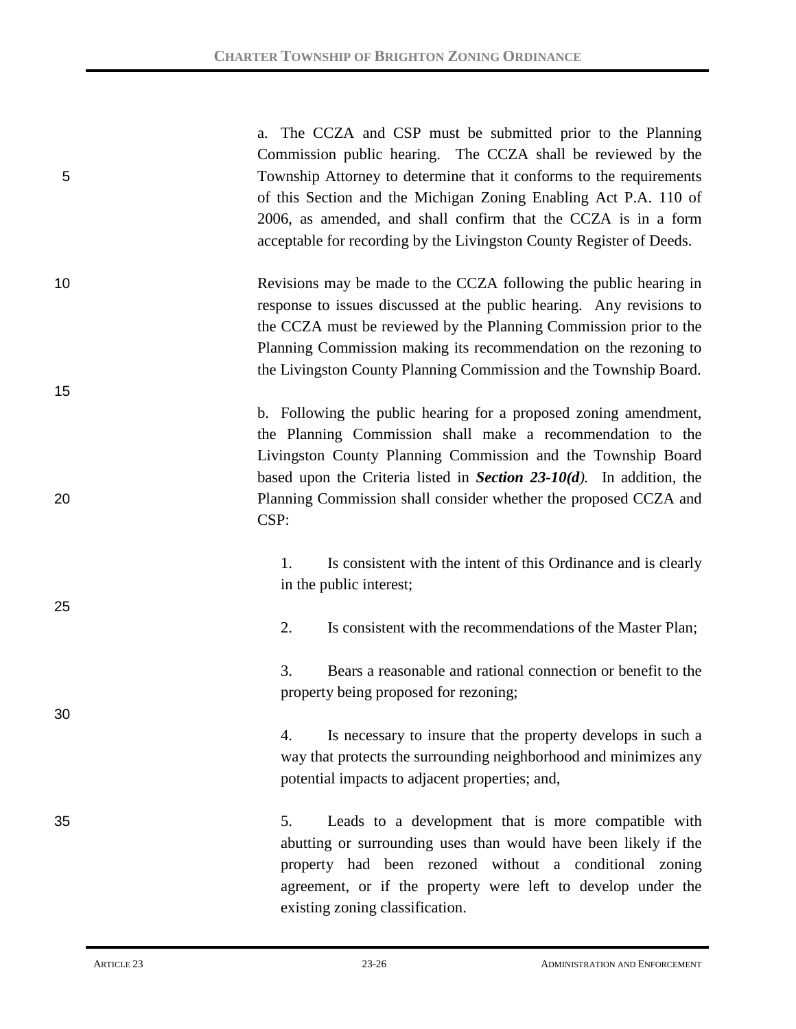a. The CCZA and CSP must be submitted prior to the Planning Commission public hearing. The CCZA shall be reviewed by the Township Attorney to determine that it conforms to the requirements of this Section and the Michigan Zoning Enabling Act P.A. 110 of 2006, as amended, and shall confirm that the CCZA is in a form acceptable for recording by the Livingston County Register of Deeds.

Revisions may be made to the CCZA following the public hearing in response to issues discussed at the public hearing. Any revisions to the CCZA must be reviewed by the Planning Commission prior to the Planning Commission making its recommendation on the rezoning to the Livingston County Planning Commission and the Township Board.

b. Following the public hearing for a proposed zoning amendment, the Planning Commission shall make a recommendation to the Livingston County Planning Commission and the Township Board based upon the Criteria listed in ***Section 23-10(d)***. In addition, the Planning Commission shall consider whether the proposed CCZA and CSP:

1. Is consistent with the intent of this Ordinance and is clearly in the public interest;

2. Is consistent with the recommendations of the Master Plan;

3. Bears a reasonable and rational connection or benefit to the property being proposed for rezoning;

4. Is necessary to insure that the property develops in such a way that protects the surrounding neighborhood and minimizes any potential impacts to adjacent properties; and,

5. Leads to a development that is more compatible with abutting or surrounding uses than would have been likely if the property had been rezoned without a conditional zoning agreement, or if the property were left to develop under the existing zoning classification.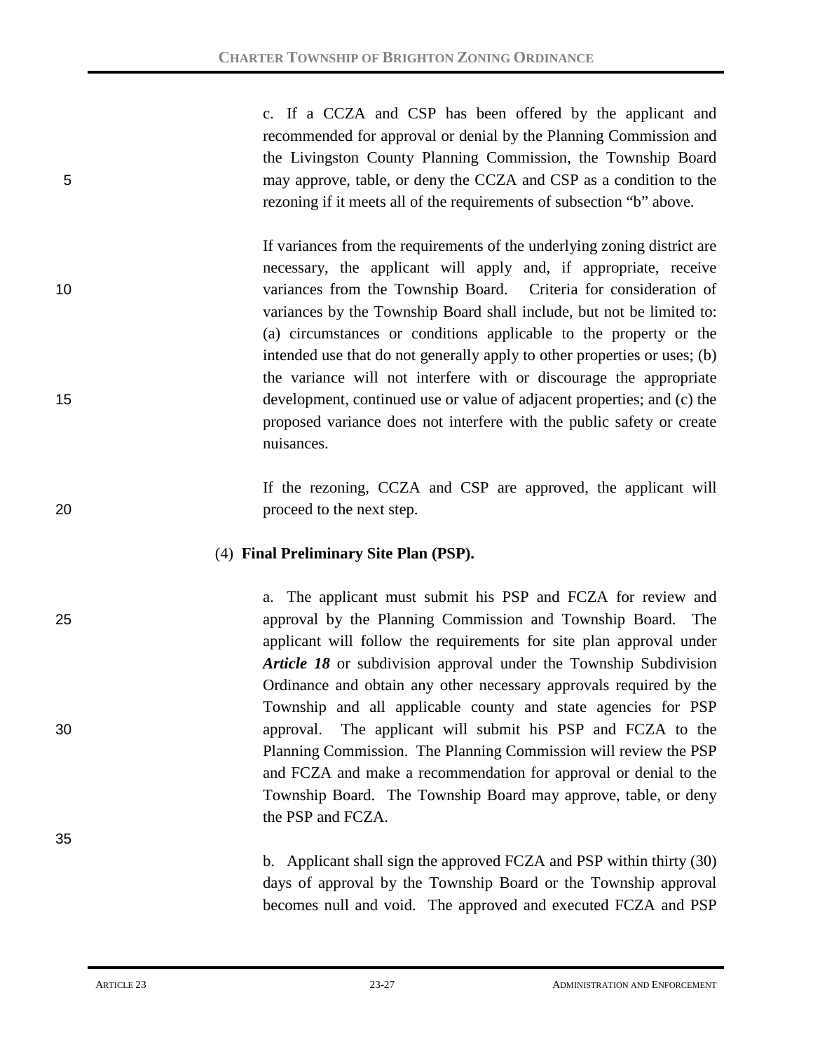c. If a CCZA and CSP has been offered by the applicant and recommended for approval or denial by the Planning Commission and the Livingston County Planning Commission, the Township Board may approve, table, or deny the CCZA and CSP as a condition to the rezoning if it meets all of the requirements of subsection "b" above.

If variances from the requirements of the underlying zoning district are necessary, the applicant will apply and, if appropriate, receive variances from the Township Board. Criteria for consideration of variances by the Township Board shall include, but not be limited to: (a) circumstances or conditions applicable to the property or the intended use that do not generally apply to other properties or uses; (b) the variance will not interfere with or discourage the appropriate development, continued use or value of adjacent properties; and (c) the proposed variance does not interfere with the public safety or create nuisances.

If the rezoning, CCZA and CSP are approved, the applicant will proceed to the next step.

(4) **Final Preliminary Site Plan (PSP).**

a. The applicant must submit his PSP and FCZA for review and approval by the Planning Commission and Township Board. The applicant will follow the requirements for site plan approval under ***Article 18*** or subdivision approval under the Township Subdivision Ordinance and obtain any other necessary approvals required by the Township and all applicable county and state agencies for PSP approval. The applicant will submit his PSP and FCZA to the Planning Commission. The Planning Commission will review the PSP and FCZA and make a recommendation for approval or denial to the Township Board. The Township Board may approve, table, or deny the PSP and FCZA.

b. Applicant shall sign the approved FCZA and PSP within thirty (30) days of approval by the Township Board or the Township approval becomes null and void. The approved and executed FCZA and PSP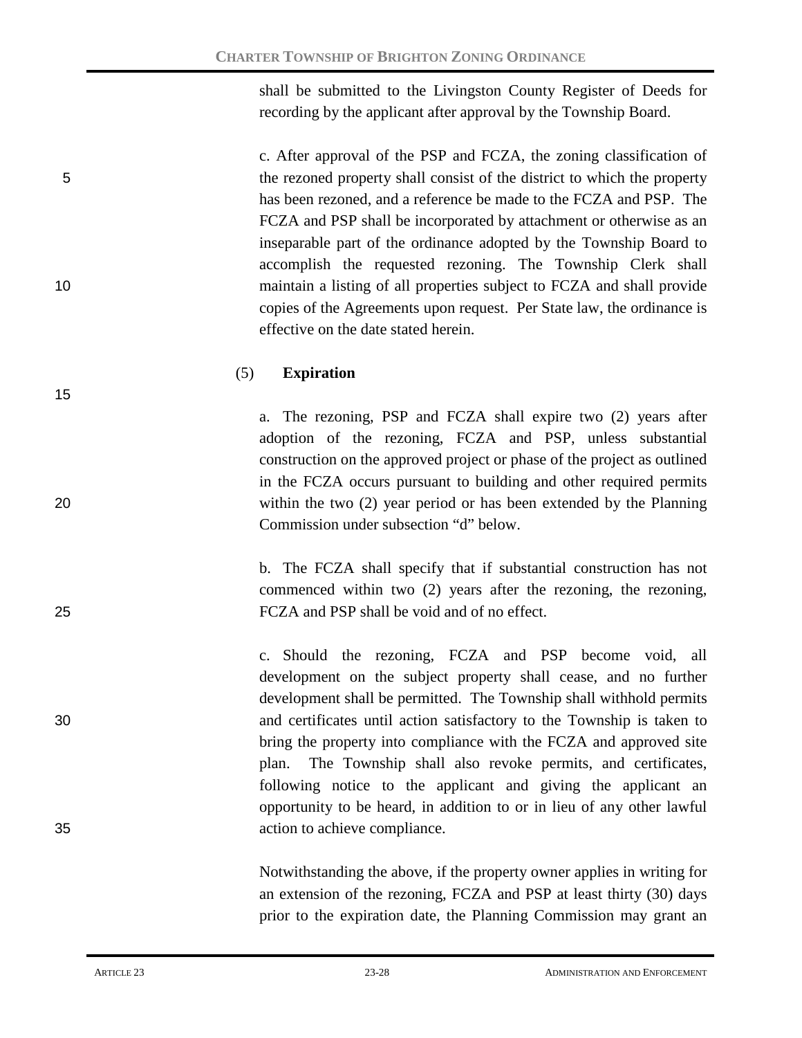shall be submitted to the Livingston County Register of Deeds for recording by the applicant after approval by the Township Board.

c. After approval of the PSP and FCZA, the zoning classification of the rezoned property shall consist of the district to which the property has been rezoned, and a reference be made to the FCZA and PSP. The FCZA and PSP shall be incorporated by attachment or otherwise as an inseparable part of the ordinance adopted by the Township Board to accomplish the requested rezoning. The Township Clerk shall maintain a listing of all properties subject to FCZA and shall provide copies of the Agreements upon request. Per State law, the ordinance is effective on the date stated herein.

(5) **Expiration**

a. The rezoning, PSP and FCZA shall expire two (2) years after adoption of the rezoning, FCZA and PSP, unless substantial construction on the approved project or phase of the project as outlined in the FCZA occurs pursuant to building and other required permits within the two (2) year period or has been extended by the Planning Commission under subsection "d" below.

b. The FCZA shall specify that if substantial construction has not commenced within two (2) years after the rezoning, the rezoning, FCZA and PSP shall be void and of no effect.

c. Should the rezoning, FCZA and PSP become void, all development on the subject property shall cease, and no further development shall be permitted. The Township shall withhold permits and certificates until action satisfactory to the Township is taken to bring the property into compliance with the FCZA and approved site plan. The Township shall also revoke permits, and certificates, following notice to the applicant and giving the applicant an opportunity to be heard, in addition to or in lieu of any other lawful action to achieve compliance.

Notwithstanding the above, if the property owner applies in writing for an extension of the rezoning, FCZA and PSP at least thirty (30) days prior to the expiration date, the Planning Commission may grant an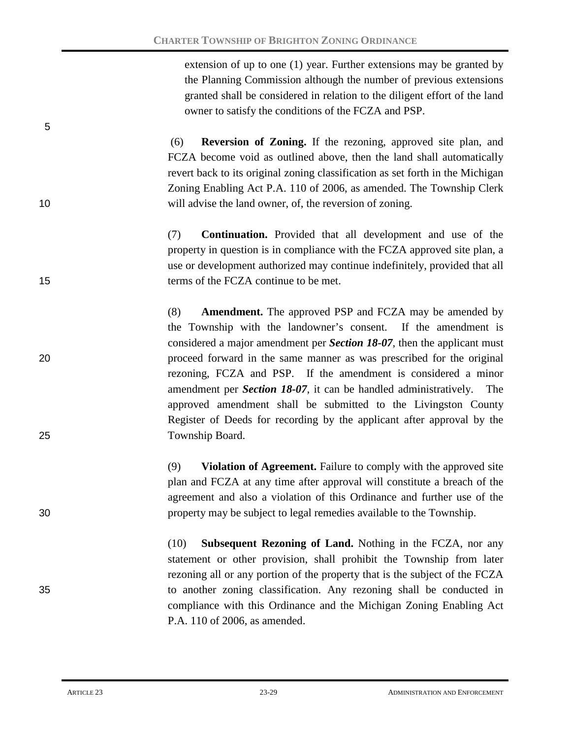extension of up to one (1) year. Further extensions may be granted by the Planning Commission although the number of previous extensions granted shall be considered in relation to the diligent effort of the land owner to satisfy the conditions of the FCZA and PSP.

(6) **Reversion of Zoning.** If the rezoning, approved site plan, and FCZA become void as outlined above, then the land shall automatically revert back to its original zoning classification as set forth in the Michigan Zoning Enabling Act P.A. 110 of 2006, as amended. The Township Clerk will advise the land owner, of, the reversion of zoning.

(7) **Continuation.** Provided that all development and use of the property in question is in compliance with the FCZA approved site plan, a use or development authorized may continue indefinitely, provided that all terms of the FCZA continue to be met.

(8) **Amendment.** The approved PSP and FCZA may be amended by the Township with the landowner's consent. If the amendment is considered a major amendment per ***Section 18-07***, then the applicant must proceed forward in the same manner as was prescribed for the original rezoning, FCZA and PSP. If the amendment is considered a minor amendment per ***Section 18-07***, it can be handled administratively. The approved amendment shall be submitted to the Livingston County Register of Deeds for recording by the applicant after approval by the Township Board.

(9) **Violation of Agreement.** Failure to comply with the approved site plan and FCZA at any time after approval will constitute a breach of the agreement and also a violation of this Ordinance and further use of the property may be subject to legal remedies available to the Township.

(10) **Subsequent Rezoning of Land.** Nothing in the FCZA, nor any statement or other provision, shall prohibit the Township from later rezoning all or any portion of the property that is the subject of the FCZA to another zoning classification. Any rezoning shall be conducted in compliance with this Ordinance and the Michigan Zoning Enabling Act P.A. 110 of 2006, as amended.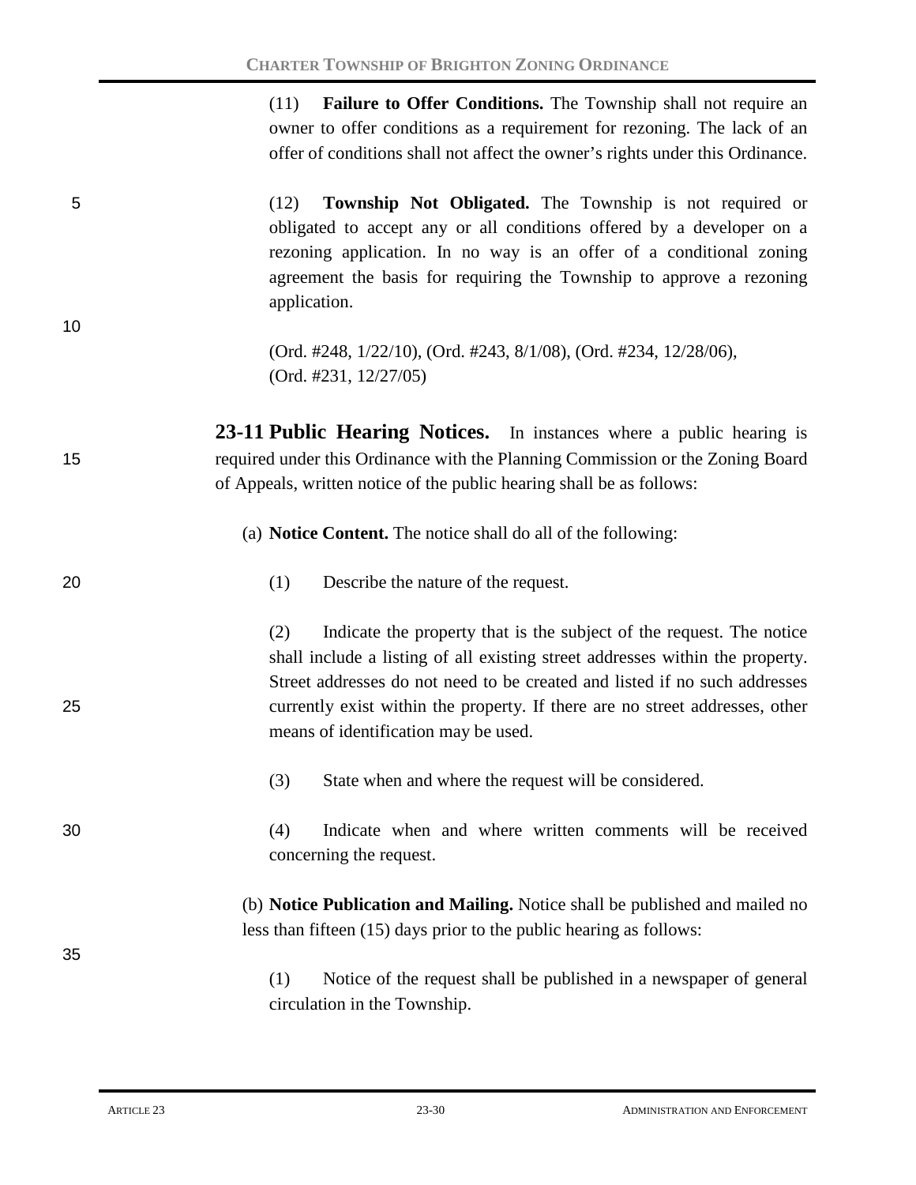(11) **Failure to Offer Conditions.** The Township shall not require an owner to offer conditions as a requirement for rezoning. The lack of an offer of conditions shall not affect the owner's rights under this Ordinance.

(12) **Township Not Obligated.** The Township is not required or obligated to accept any or all conditions offered by a developer on a rezoning application. In no way is an offer of a conditional zoning agreement the basis for requiring the Township to approve a rezoning application.

(Ord. #248, 1/22/10), (Ord. #243, 8/1/08), (Ord. #234, 12/28/06), (Ord. #231, 12/27/05)

## 23-11 Public Hearing Notices.

In instances where a public hearing is required under this Ordinance with the Planning Commission or the Zoning Board of Appeals, written notice of the public hearing shall be as follows:

(a) **Notice Content.** The notice shall do all of the following:

(1) Describe the nature of the request.

(2) Indicate the property that is the subject of the request. The notice shall include a listing of all existing street addresses within the property. Street addresses do not need to be created and listed if no such addresses currently exist within the property. If there are no street addresses, other means of identification may be used.

(3) State when and where the request will be considered.

(4) Indicate when and where written comments will be received concerning the request.

(b) **Notice Publication and Mailing.** Notice shall be published and mailed no less than fifteen (15) days prior to the public hearing as follows:

(1) Notice of the request shall be published in a newspaper of general circulation in the Township.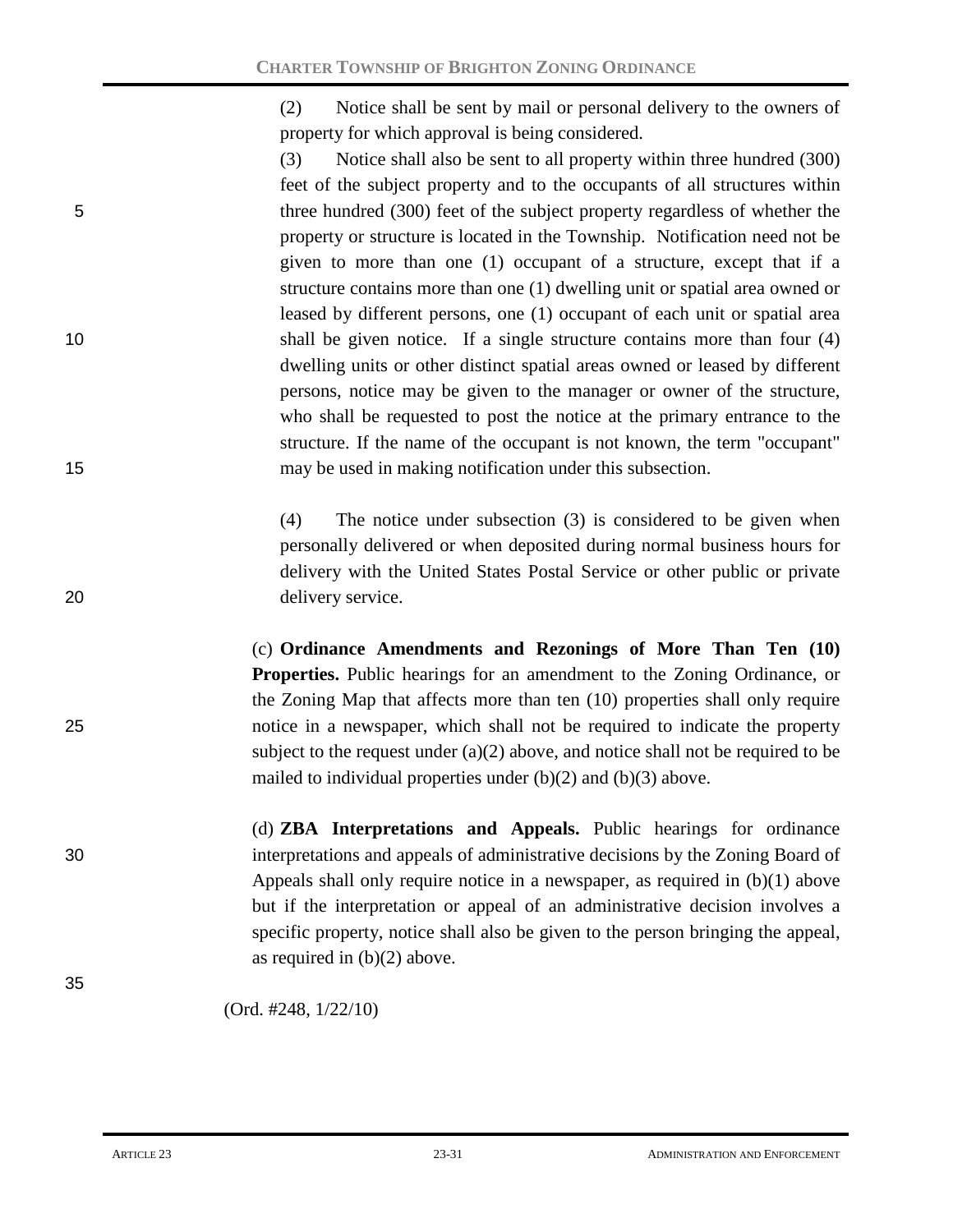(2) Notice shall be sent by mail or personal delivery to the owners of property for which approval is being considered.

(3) Notice shall also be sent to all property within three hundred (300) feet of the subject property and to the occupants of all structures within three hundred (300) feet of the subject property regardless of whether the property or structure is located in the Township. Notification need not be given to more than one (1) occupant of a structure, except that if a structure contains more than one (1) dwelling unit or spatial area owned or leased by different persons, one (1) occupant of each unit or spatial area shall be given notice. If a single structure contains more than four (4) dwelling units or other distinct spatial areas owned or leased by different persons, notice may be given to the manager or owner of the structure, who shall be requested to post the notice at the primary entrance to the structure. If the name of the occupant is not known, the term "occupant" may be used in making notification under this subsection.

(4) The notice under subsection (3) is considered to be given when personally delivered or when deposited during normal business hours for delivery with the United States Postal Service or other public or private delivery service.

(c) **Ordinance Amendments and Rezonings of More Than Ten (10) Properties.** Public hearings for an amendment to the Zoning Ordinance, or the Zoning Map that affects more than ten (10) properties shall only require notice in a newspaper, which shall not be required to indicate the property subject to the request under (a)(2) above, and notice shall not be required to be mailed to individual properties under (b)(2) and (b)(3) above.

(d) **ZBA Interpretations and Appeals.** Public hearings for ordinance interpretations and appeals of administrative decisions by the Zoning Board of Appeals shall only require notice in a newspaper, as required in (b)(1) above but if the interpretation or appeal of an administrative decision involves a specific property, notice shall also be given to the person bringing the appeal, as required in (b)(2) above.

(Ord. #248, 1/22/10)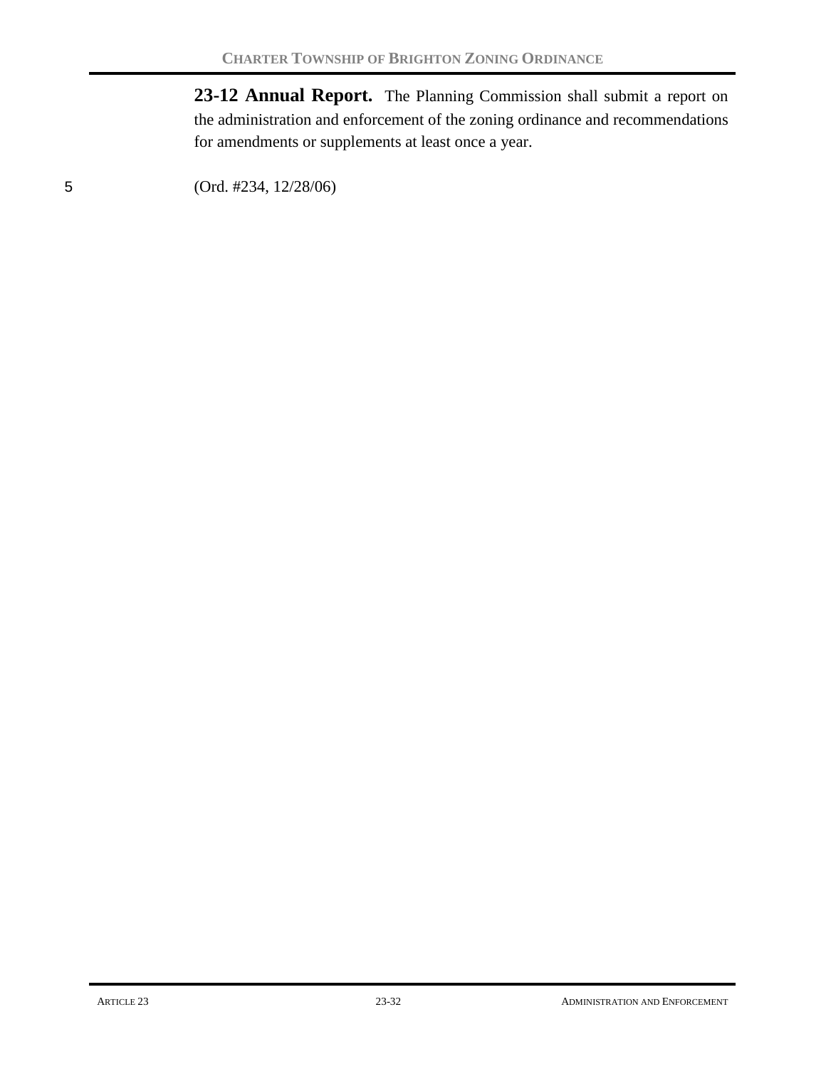**23-12 Annual Report.** The Planning Commission shall submit a report on the administration and enforcement of the zoning ordinance and recommendations for amendments or supplements at least once a year.

(Ord. #234, 12/28/06)